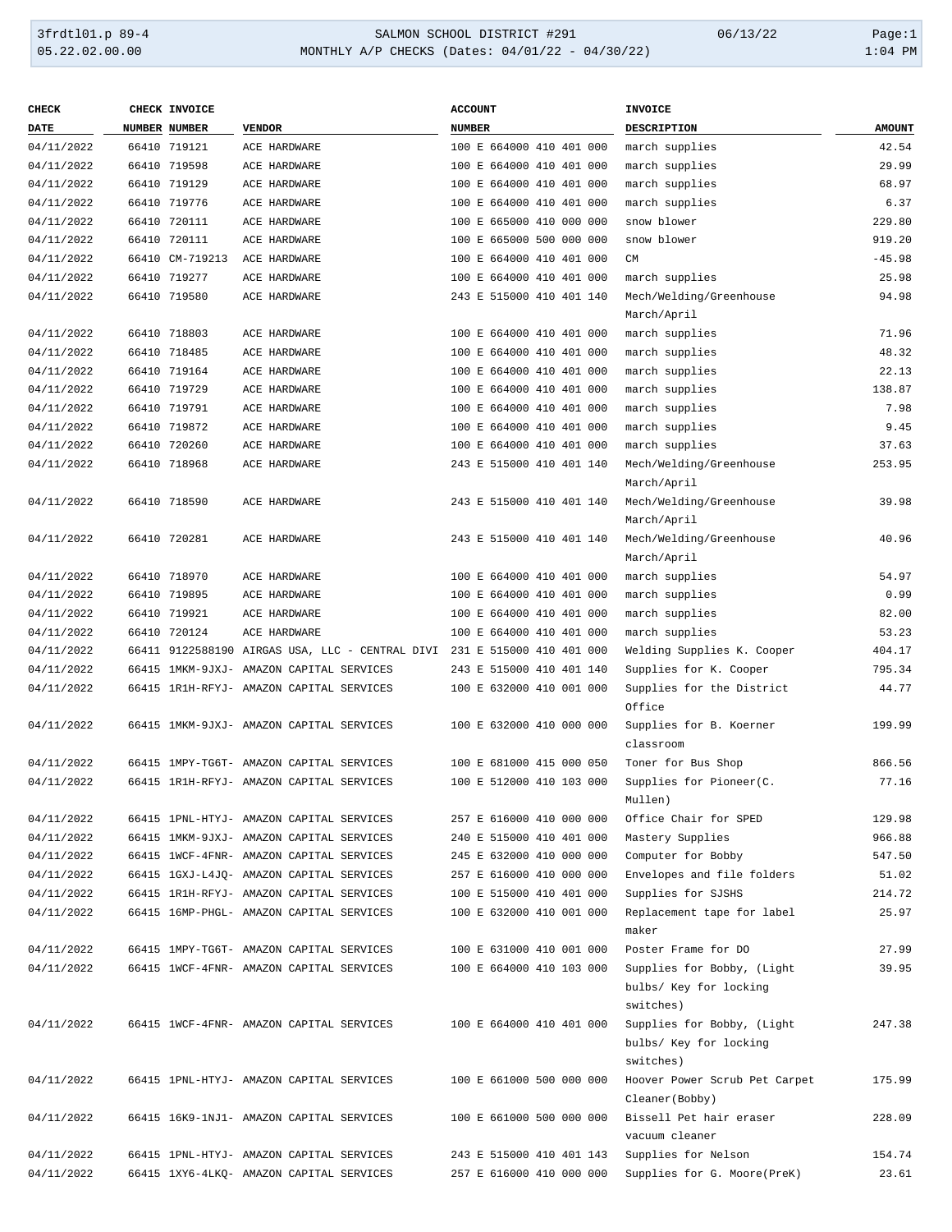3frdtl01.p 89-4 | SALMON SCHOOL DISTRICT #291 | 06/13/22 | Page:1
05.22.02.00.00 | MONTHLY A/P CHECKS (Dates: 04/01/22 - 04/30/22) | 1:04 PM

| CHECK DATE | CHECK NUMBER | INVOICE NUMBER | VENDOR | ACCOUNT NUMBER | INVOICE DESCRIPTION | AMOUNT |
|---|---|---|---|---|---|---|
| 04/11/2022 | 66410 | 719121 | ACE HARDWARE | 100 E 664000 410 401 000 | march supplies | 42.54 |
| 04/11/2022 | 66410 | 719598 | ACE HARDWARE | 100 E 664000 410 401 000 | march supplies | 29.99 |
| 04/11/2022 | 66410 | 719129 | ACE HARDWARE | 100 E 664000 410 401 000 | march supplies | 68.97 |
| 04/11/2022 | 66410 | 719776 | ACE HARDWARE | 100 E 664000 410 401 000 | march supplies | 6.37 |
| 04/11/2022 | 66410 | 720111 | ACE HARDWARE | 100 E 665000 410 000 000 | snow blower | 229.80 |
| 04/11/2022 | 66410 | 720111 | ACE HARDWARE | 100 E 665000 500 000 000 | snow blower | 919.20 |
| 04/11/2022 | 66410 | CM-719213 | ACE HARDWARE | 100 E 664000 410 401 000 | CM | -45.98 |
| 04/11/2022 | 66410 | 719277 | ACE HARDWARE | 100 E 664000 410 401 000 | march supplies | 25.98 |
| 04/11/2022 | 66410 | 719580 | ACE HARDWARE | 243 E 515000 410 401 140 | Mech/Welding/Greenhouse March/April | 94.98 |
| 04/11/2022 | 66410 | 718803 | ACE HARDWARE | 100 E 664000 410 401 000 | march supplies | 71.96 |
| 04/11/2022 | 66410 | 718485 | ACE HARDWARE | 100 E 664000 410 401 000 | march supplies | 48.32 |
| 04/11/2022 | 66410 | 719164 | ACE HARDWARE | 100 E 664000 410 401 000 | march supplies | 22.13 |
| 04/11/2022 | 66410 | 719729 | ACE HARDWARE | 100 E 664000 410 401 000 | march supplies | 138.87 |
| 04/11/2022 | 66410 | 719791 | ACE HARDWARE | 100 E 664000 410 401 000 | march supplies | 7.98 |
| 04/11/2022 | 66410 | 719872 | ACE HARDWARE | 100 E 664000 410 401 000 | march supplies | 9.45 |
| 04/11/2022 | 66410 | 720260 | ACE HARDWARE | 100 E 664000 410 401 000 | march supplies | 37.63 |
| 04/11/2022 | 66410 | 718968 | ACE HARDWARE | 243 E 515000 410 401 140 | Mech/Welding/Greenhouse March/April | 253.95 |
| 04/11/2022 | 66410 | 718590 | ACE HARDWARE | 243 E 515000 410 401 140 | Mech/Welding/Greenhouse March/April | 39.98 |
| 04/11/2022 | 66410 | 720281 | ACE HARDWARE | 243 E 515000 410 401 140 | Mech/Welding/Greenhouse March/April | 40.96 |
| 04/11/2022 | 66410 | 718970 | ACE HARDWARE | 100 E 664000 410 401 000 | march supplies | 54.97 |
| 04/11/2022 | 66410 | 719895 | ACE HARDWARE | 100 E 664000 410 401 000 | march supplies | 0.99 |
| 04/11/2022 | 66410 | 719921 | ACE HARDWARE | 100 E 664000 410 401 000 | march supplies | 82.00 |
| 04/11/2022 | 66410 | 720124 | ACE HARDWARE | 100 E 664000 410 401 000 | march supplies | 53.23 |
| 04/11/2022 | 66411 | 9122588190 | AIRGAS USA, LLC - CENTRAL DIVI | 231 E 515000 410 401 000 | Welding Supplies K. Cooper | 404.17 |
| 04/11/2022 | 66415 | 1MKM-9JXJ- | AMAZON CAPITAL SERVICES | 243 E 515000 410 401 140 | Supplies for K. Cooper | 795.34 |
| 04/11/2022 | 66415 | 1R1H-RFYJ- | AMAZON CAPITAL SERVICES | 100 E 632000 410 001 000 | Supplies for the District Office | 44.77 |
| 04/11/2022 | 66415 | 1MKM-9JXJ- | AMAZON CAPITAL SERVICES | 100 E 632000 410 000 000 | Supplies for B. Koerner classroom | 199.99 |
| 04/11/2022 | 66415 | 1MPY-TG6T- | AMAZON CAPITAL SERVICES | 100 E 681000 415 000 050 | Toner for Bus Shop | 866.56 |
| 04/11/2022 | 66415 | 1R1H-RFYJ- | AMAZON CAPITAL SERVICES | 100 E 512000 410 103 000 | Supplies for Pioneer(C. Mullen) | 77.16 |
| 04/11/2022 | 66415 | 1PNL-HTYJ- | AMAZON CAPITAL SERVICES | 257 E 616000 410 000 000 | Office Chair for SPED | 129.98 |
| 04/11/2022 | 66415 | 1MKM-9JXJ- | AMAZON CAPITAL SERVICES | 240 E 515000 410 401 000 | Mastery Supplies | 966.88 |
| 04/11/2022 | 66415 | 1WCF-4FNR- | AMAZON CAPITAL SERVICES | 245 E 632000 410 000 000 | Computer for Bobby | 547.50 |
| 04/11/2022 | 66415 | 1GXJ-L4JQ- | AMAZON CAPITAL SERVICES | 257 E 616000 410 000 000 | Envelopes and file folders | 51.02 |
| 04/11/2022 | 66415 | 1R1H-RFYJ- | AMAZON CAPITAL SERVICES | 100 E 515000 410 401 000 | Supplies for SJSHS | 214.72 |
| 04/11/2022 | 66415 | 16MP-PHGL- | AMAZON CAPITAL SERVICES | 100 E 632000 410 001 000 | Replacement tape for label maker | 25.97 |
| 04/11/2022 | 66415 | 1MPY-TG6T- | AMAZON CAPITAL SERVICES | 100 E 631000 410 001 000 | Poster Frame for DO | 27.99 |
| 04/11/2022 | 66415 | 1WCF-4FNR- | AMAZON CAPITAL SERVICES | 100 E 664000 410 103 000 | Supplies for Bobby, (Light bulbs/ Key for locking switches) | 39.95 |
| 04/11/2022 | 66415 | 1WCF-4FNR- | AMAZON CAPITAL SERVICES | 100 E 664000 410 401 000 | Supplies for Bobby, (Light bulbs/ Key for locking switches) | 247.38 |
| 04/11/2022 | 66415 | 1PNL-HTYJ- | AMAZON CAPITAL SERVICES | 100 E 661000 500 000 000 | Hoover Power Scrub Pet Carpet Cleaner(Bobby) | 175.99 |
| 04/11/2022 | 66415 | 16K9-1NJ1- | AMAZON CAPITAL SERVICES | 100 E 661000 500 000 000 | Bissell Pet hair eraser vacuum cleaner | 228.09 |
| 04/11/2022 | 66415 | 1PNL-HTYJ- | AMAZON CAPITAL SERVICES | 243 E 515000 410 401 143 | Supplies for Nelson | 154.74 |
| 04/11/2022 | 66415 | 1XY6-4LKQ- | AMAZON CAPITAL SERVICES | 257 E 616000 410 000 000 | Supplies for G. Moore(PreK) | 23.61 |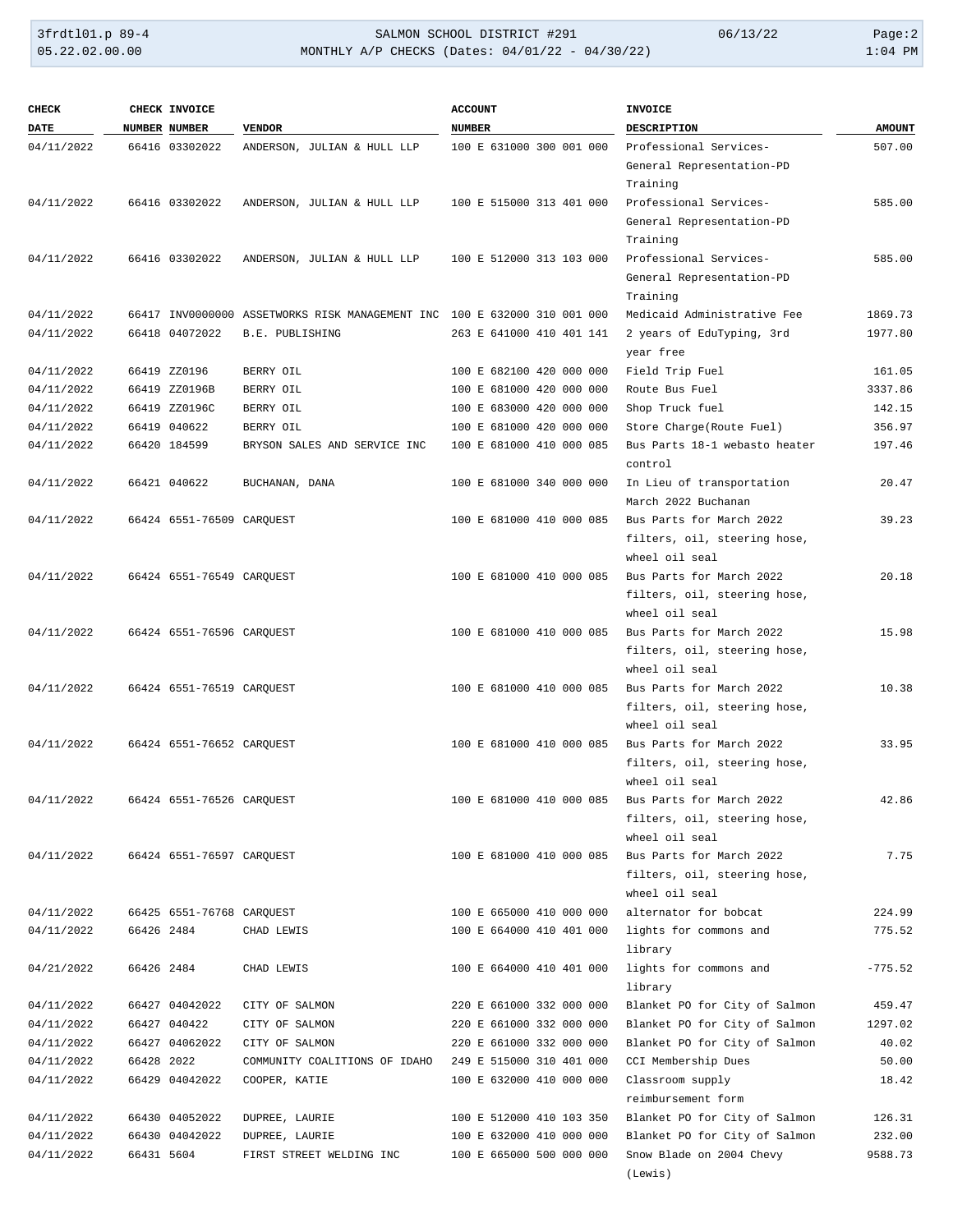| CHECK DATE | CHECK NUMBER | INVOICE NUMBER | VENDOR | ACCOUNT NUMBER | INVOICE DESCRIPTION | AMOUNT |
|---|---|---|---|---|---|---|
| 04/11/2022 | 66416 | 03302022 | ANDERSON, JULIAN & HULL LLP | 100 E 631000 300 001 000 | Professional Services-General Representation-PD Training | 507.00 |
| 04/11/2022 | 66416 | 03302022 | ANDERSON, JULIAN & HULL LLP | 100 E 515000 313 401 000 | Professional Services-General Representation-PD Training | 585.00 |
| 04/11/2022 | 66416 | 03302022 | ANDERSON, JULIAN & HULL LLP | 100 E 512000 313 103 000 | Professional Services-General Representation-PD Training | 585.00 |
| 04/11/2022 | 66417 | INV0000000 | ASSETWORKS RISK MANAGEMENT INC | 100 E 632000 310 001 000 | Medicaid Administrative Fee | 1869.73 |
| 04/11/2022 | 66418 | 04072022 | B.E. PUBLISHING | 263 E 641000 410 401 141 | 2 years of EduTyping, 3rd year free | 1977.80 |
| 04/11/2022 | 66419 | ZZ0196 | BERRY OIL | 100 E 682100 420 000 000 | Field Trip Fuel | 161.05 |
| 04/11/2022 | 66419 | ZZ0196B | BERRY OIL | 100 E 681000 420 000 000 | Route Bus Fuel | 3337.86 |
| 04/11/2022 | 66419 | ZZ0196C | BERRY OIL | 100 E 683000 420 000 000 | Shop Truck fuel | 142.15 |
| 04/11/2022 | 66419 | 040622 | BERRY OIL | 100 E 681000 420 000 000 | Store Charge(Route Fuel) | 356.97 |
| 04/11/2022 | 66420 | 184599 | BRYSON SALES AND SERVICE INC | 100 E 681000 410 000 085 | Bus Parts 18-1 webasto heater control | 197.46 |
| 04/11/2022 | 66421 | 040622 | BUCHANAN, DANA | 100 E 681000 340 000 000 | In Lieu of transportation March 2022 Buchanan | 20.47 |
| 04/11/2022 | 66424 | 6551-76509 | CARQUEST | 100 E 681000 410 000 085 | Bus Parts for March 2022 filters, oil, steering hose, wheel oil seal | 39.23 |
| 04/11/2022 | 66424 | 6551-76549 | CARQUEST | 100 E 681000 410 000 085 | Bus Parts for March 2022 filters, oil, steering hose, wheel oil seal | 20.18 |
| 04/11/2022 | 66424 | 6551-76596 | CARQUEST | 100 E 681000 410 000 085 | Bus Parts for March 2022 filters, oil, steering hose, wheel oil seal | 15.98 |
| 04/11/2022 | 66424 | 6551-76519 | CARQUEST | 100 E 681000 410 000 085 | Bus Parts for March 2022 filters, oil, steering hose, wheel oil seal | 10.38 |
| 04/11/2022 | 66424 | 6551-76652 | CARQUEST | 100 E 681000 410 000 085 | Bus Parts for March 2022 filters, oil, steering hose, wheel oil seal | 33.95 |
| 04/11/2022 | 66424 | 6551-76526 | CARQUEST | 100 E 681000 410 000 085 | Bus Parts for March 2022 filters, oil, steering hose, wheel oil seal | 42.86 |
| 04/11/2022 | 66424 | 6551-76597 | CARQUEST | 100 E 681000 410 000 085 | Bus Parts for March 2022 filters, oil, steering hose, wheel oil seal | 7.75 |
| 04/11/2022 | 66425 | 6551-76768 | CARQUEST | 100 E 665000 410 000 000 | alternator for bobcat | 224.99 |
| 04/11/2022 | 66426 | 2484 | CHAD LEWIS | 100 E 664000 410 401 000 | lights for commons and library | 775.52 |
| 04/21/2022 | 66426 | 2484 | CHAD LEWIS | 100 E 664000 410 401 000 | lights for commons and library | -775.52 |
| 04/11/2022 | 66427 | 04042022 | CITY OF SALMON | 220 E 661000 332 000 000 | Blanket PO for City of Salmon | 459.47 |
| 04/11/2022 | 66427 | 040422 | CITY OF SALMON | 220 E 661000 332 000 000 | Blanket PO for City of Salmon | 1297.02 |
| 04/11/2022 | 66427 | 04062022 | CITY OF SALMON | 220 E 661000 332 000 000 | Blanket PO for City of Salmon | 40.02 |
| 04/11/2022 | 66428 | 2022 | COMMUNITY COALITIONS OF IDAHO | 249 E 515000 310 401 000 | CCI Membership Dues | 50.00 |
| 04/11/2022 | 66429 | 04042022 | COOPER, KATIE | 100 E 632000 410 000 000 | Classroom supply reimbursement form | 18.42 |
| 04/11/2022 | 66430 | 04052022 | DUPREE, LAURIE | 100 E 512000 410 103 350 | Blanket PO for City of Salmon | 126.31 |
| 04/11/2022 | 66430 | 04042022 | DUPREE, LAURIE | 100 E 632000 410 000 000 | Blanket PO for City of Salmon | 232.00 |
| 04/11/2022 | 66431 | 5604 | FIRST STREET WELDING INC | 100 E 665000 500 000 000 | Snow Blade on 2004 Chevy (Lewis) | 9588.73 |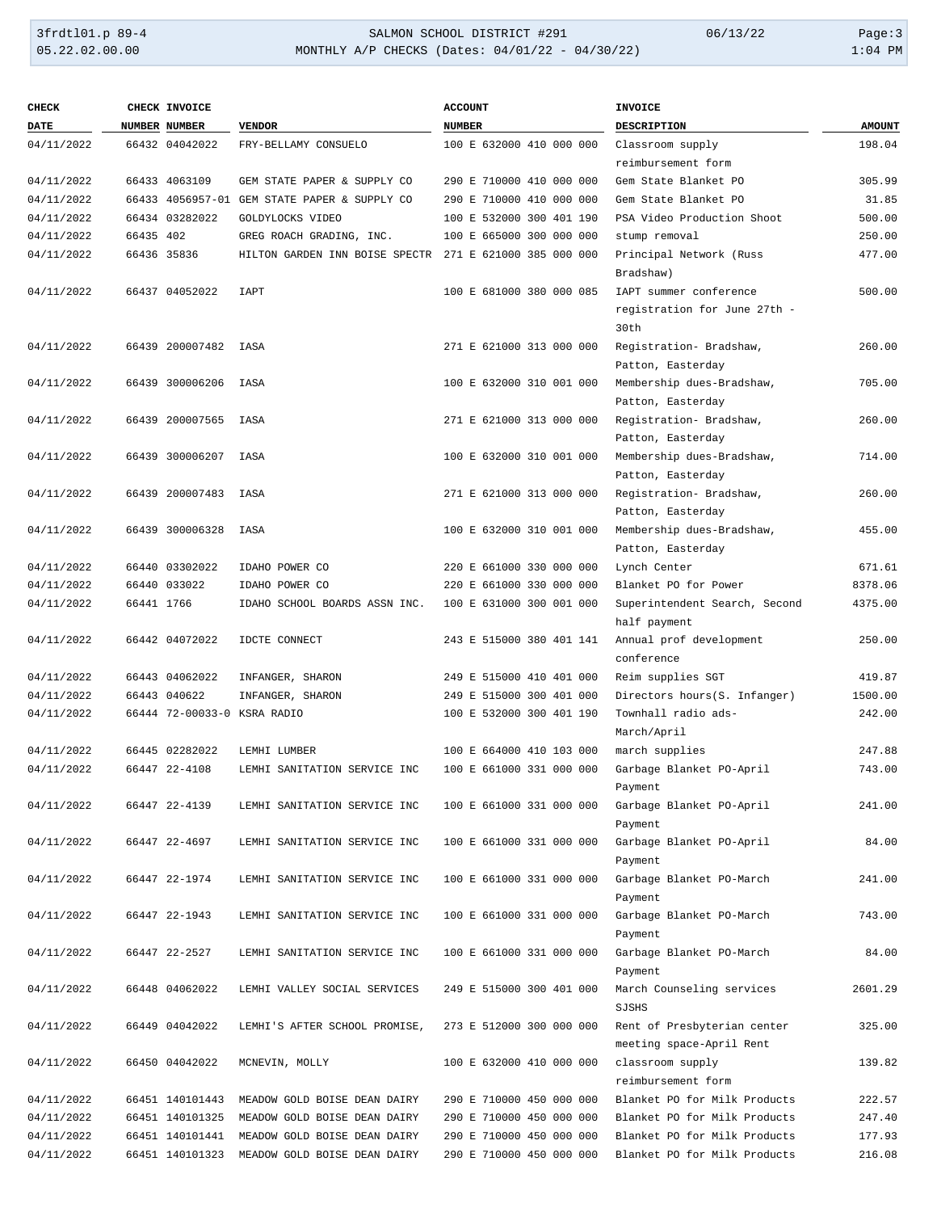| CHECK DATE | CHECK NUMBER | INVOICE NUMBER | VENDOR | ACCOUNT NUMBER | INVOICE DESCRIPTION | AMOUNT |
|---|---|---|---|---|---|---|
| 04/11/2022 | 66432 | 04042022 | FRY-BELLAMY CONSUELO | 100 E 632000 410 000 000 | Classroom supply reimbursement form | 198.04 |
| 04/11/2022 | 66433 | 4063109 | GEM STATE PAPER & SUPPLY CO | 290 E 710000 410 000 000 | Gem State Blanket PO | 305.99 |
| 04/11/2022 | 66433 | 4056957-01 | GEM STATE PAPER & SUPPLY CO | 290 E 710000 410 000 000 | Gem State Blanket PO | 31.85 |
| 04/11/2022 | 66434 | 03282022 | GOLDYLOCKS VIDEO | 100 E 532000 300 401 190 | PSA Video Production Shoot | 500.00 |
| 04/11/2022 | 66435 | 402 | GREG ROACH GRADING, INC. | 100 E 665000 300 000 000 | stump removal | 250.00 |
| 04/11/2022 | 66436 | 35836 | HILTON GARDEN INN BOISE SPECTR | 271 E 621000 385 000 000 | Principal Network (Russ Bradshaw) | 477.00 |
| 04/11/2022 | 66437 | 04052022 | IAPT | 100 E 681000 380 000 085 | IAPT summer conference registration for June 27th - 30th | 500.00 |
| 04/11/2022 | 66439 | 200007482 | IASA | 271 E 621000 313 000 000 | Registration- Bradshaw, Patton, Easterday | 260.00 |
| 04/11/2022 | 66439 | 300006206 | IASA | 100 E 632000 310 001 000 | Membership dues-Bradshaw, Patton, Easterday | 705.00 |
| 04/11/2022 | 66439 | 200007565 | IASA | 271 E 621000 313 000 000 | Registration- Bradshaw, Patton, Easterday | 260.00 |
| 04/11/2022 | 66439 | 300006207 | IASA | 100 E 632000 310 001 000 | Membership dues-Bradshaw, Patton, Easterday | 714.00 |
| 04/11/2022 | 66439 | 200007483 | IASA | 271 E 621000 313 000 000 | Registration- Bradshaw, Patton, Easterday | 260.00 |
| 04/11/2022 | 66439 | 300006328 | IASA | 100 E 632000 310 001 000 | Membership dues-Bradshaw, Patton, Easterday | 455.00 |
| 04/11/2022 | 66440 | 03302022 | IDAHO POWER CO | 220 E 661000 330 000 000 | Lynch Center | 671.61 |
| 04/11/2022 | 66440 | 033022 | IDAHO POWER CO | 220 E 661000 330 000 000 | Blanket PO for Power | 8378.06 |
| 04/11/2022 | 66441 | 1766 | IDAHO SCHOOL BOARDS ASSN INC. | 100 E 631000 300 001 000 | Superintendent Search, Second half payment | 4375.00 |
| 04/11/2022 | 66442 | 04072022 | IDCTE CONNECT | 243 E 515000 380 401 141 | Annual prof development conference | 250.00 |
| 04/11/2022 | 66443 | 04062022 | INFANGER, SHARON | 249 E 515000 410 401 000 | Reim supplies SGT | 419.87 |
| 04/11/2022 | 66443 | 040622 | INFANGER, SHARON | 249 E 515000 300 401 000 | Directors hours(S. Infanger) | 1500.00 |
| 04/11/2022 | 66444 | 72-00033-0 | KSRA RADIO | 100 E 532000 300 401 190 | Townhall radio ads-March/April | 242.00 |
| 04/11/2022 | 66445 | 02282022 | LEMHI LUMBER | 100 E 664000 410 103 000 | march supplies | 247.88 |
| 04/11/2022 | 66447 | 22-4108 | LEMHI SANITATION SERVICE INC | 100 E 661000 331 000 000 | Garbage Blanket PO-April Payment | 743.00 |
| 04/11/2022 | 66447 | 22-4139 | LEMHI SANITATION SERVICE INC | 100 E 661000 331 000 000 | Garbage Blanket PO-April Payment | 241.00 |
| 04/11/2022 | 66447 | 22-4697 | LEMHI SANITATION SERVICE INC | 100 E 661000 331 000 000 | Garbage Blanket PO-April Payment | 84.00 |
| 04/11/2022 | 66447 | 22-1974 | LEMHI SANITATION SERVICE INC | 100 E 661000 331 000 000 | Garbage Blanket PO-March Payment | 241.00 |
| 04/11/2022 | 66447 | 22-1943 | LEMHI SANITATION SERVICE INC | 100 E 661000 331 000 000 | Garbage Blanket PO-March Payment | 743.00 |
| 04/11/2022 | 66447 | 22-2527 | LEMHI SANITATION SERVICE INC | 100 E 661000 331 000 000 | Garbage Blanket PO-March Payment | 84.00 |
| 04/11/2022 | 66448 | 04062022 | LEMHI VALLEY SOCIAL SERVICES | 249 E 515000 300 401 000 | March Counseling services SJSHS | 2601.29 |
| 04/11/2022 | 66449 | 04042022 | LEMHI'S AFTER SCHOOL PROMISE, | 273 E 512000 300 000 000 | Rent of Presbyterian center meeting space-April Rent | 325.00 |
| 04/11/2022 | 66450 | 04042022 | MCNEVIN, MOLLY | 100 E 632000 410 000 000 | classroom supply reimbursement form | 139.82 |
| 04/11/2022 | 66451 | 140101443 | MEADOW GOLD BOISE DEAN DAIRY | 290 E 710000 450 000 000 | Blanket PO for Milk Products | 222.57 |
| 04/11/2022 | 66451 | 140101325 | MEADOW GOLD BOISE DEAN DAIRY | 290 E 710000 450 000 000 | Blanket PO for Milk Products | 247.40 |
| 04/11/2022 | 66451 | 140101441 | MEADOW GOLD BOISE DEAN DAIRY | 290 E 710000 450 000 000 | Blanket PO for Milk Products | 177.93 |
| 04/11/2022 | 66451 | 140101323 | MEADOW GOLD BOISE DEAN DAIRY | 290 E 710000 450 000 000 | Blanket PO for Milk Products | 216.08 |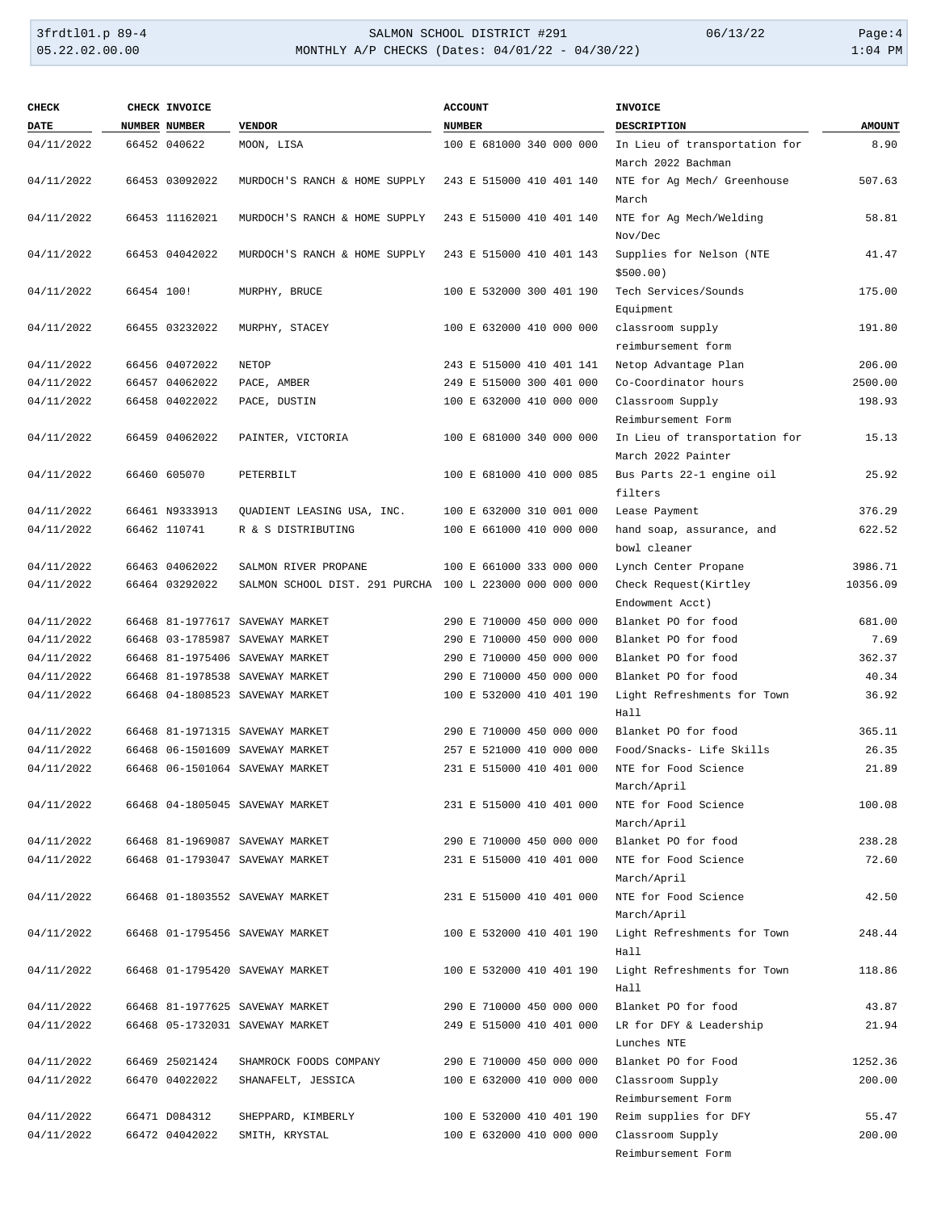| CHECK DATE | CHECK NUMBER | INVOICE NUMBER | VENDOR | ACCOUNT NUMBER | INVOICE DESCRIPTION | AMOUNT |
|---|---|---|---|---|---|---|
| 04/11/2022 | 66452 | 040622 | MOON, LISA | 100 E 681000 340 000 000 | In Lieu of transportation for March 2022 Bachman | 8.90 |
| 04/11/2022 | 66453 | 03092022 | MURDOCH'S RANCH & HOME SUPPLY | 243 E 515000 410 401 140 | NTE for Ag Mech/ Greenhouse March | 507.63 |
| 04/11/2022 | 66453 | 11162021 | MURDOCH'S RANCH & HOME SUPPLY | 243 E 515000 410 401 140 | NTE for Ag Mech/Welding Nov/Dec | 58.81 |
| 04/11/2022 | 66453 | 04042022 | MURDOCH'S RANCH & HOME SUPPLY | 243 E 515000 410 401 143 | Supplies for Nelson (NTE $500.00) | 41.47 |
| 04/11/2022 | 66454 | 100! | MURPHY, BRUCE | 100 E 532000 300 401 190 | Tech Services/Sounds Equipment | 175.00 |
| 04/11/2022 | 66455 | 03232022 | MURPHY, STACEY | 100 E 632000 410 000 000 | classroom supply reimbursement form | 191.80 |
| 04/11/2022 | 66456 | 04072022 | NETOP | 243 E 515000 410 401 141 | Netop Advantage Plan | 206.00 |
| 04/11/2022 | 66457 | 04062022 | PACE, AMBER | 249 E 515000 300 401 000 | Co-Coordinator hours | 2500.00 |
| 04/11/2022 | 66458 | 04022022 | PACE, DUSTIN | 100 E 632000 410 000 000 | Classroom Supply Reimbursement Form | 198.93 |
| 04/11/2022 | 66459 | 04062022 | PAINTER, VICTORIA | 100 E 681000 340 000 000 | In Lieu of transportation for March 2022 Painter | 15.13 |
| 04/11/2022 | 66460 | 605070 | PETERBILT | 100 E 681000 410 000 085 | Bus Parts 22-1 engine oil filters | 25.92 |
| 04/11/2022 | 66461 | N9333913 | QUADIENT LEASING USA, INC. | 100 E 632000 310 001 000 | Lease Payment | 376.29 |
| 04/11/2022 | 66462 | 110741 | R & S DISTRIBUTING | 100 E 661000 410 000 000 | hand soap, assurance, and bowl cleaner | 622.52 |
| 04/11/2022 | 66463 | 04062022 | SALMON RIVER PROPANE | 100 E 661000 333 000 000 | Lynch Center Propane | 3986.71 |
| 04/11/2022 | 66464 | 03292022 | SALMON SCHOOL DIST. 291 PURCHA | 100 L 223000 000 000 000 | Check Request(Kirtley Endowment Acct) | 10356.09 |
| 04/11/2022 | 66468 | 81-1977617 | SAVEWAY MARKET | 290 E 710000 450 000 000 | Blanket PO for food | 681.00 |
| 04/11/2022 | 66468 | 03-1785987 | SAVEWAY MARKET | 290 E 710000 450 000 000 | Blanket PO for food | 7.69 |
| 04/11/2022 | 66468 | 81-1975406 | SAVEWAY MARKET | 290 E 710000 450 000 000 | Blanket PO for food | 362.37 |
| 04/11/2022 | 66468 | 81-1978538 | SAVEWAY MARKET | 290 E 710000 450 000 000 | Blanket PO for food | 40.34 |
| 04/11/2022 | 66468 | 04-1808523 | SAVEWAY MARKET | 100 E 532000 410 401 190 | Light Refreshments for Town Hall | 36.92 |
| 04/11/2022 | 66468 | 81-1971315 | SAVEWAY MARKET | 290 E 710000 450 000 000 | Blanket PO for food | 365.11 |
| 04/11/2022 | 66468 | 06-1501609 | SAVEWAY MARKET | 257 E 521000 410 000 000 | Food/Snacks- Life Skills | 26.35 |
| 04/11/2022 | 66468 | 06-1501064 | SAVEWAY MARKET | 231 E 515000 410 401 000 | NTE for Food Science March/April | 21.89 |
| 04/11/2022 | 66468 | 04-1805045 | SAVEWAY MARKET | 231 E 515000 410 401 000 | NTE for Food Science March/April | 100.08 |
| 04/11/2022 | 66468 | 81-1969087 | SAVEWAY MARKET | 290 E 710000 450 000 000 | Blanket PO for food | 238.28 |
| 04/11/2022 | 66468 | 01-1793047 | SAVEWAY MARKET | 231 E 515000 410 401 000 | NTE for Food Science March/April | 72.60 |
| 04/11/2022 | 66468 | 01-1803552 | SAVEWAY MARKET | 231 E 515000 410 401 000 | NTE for Food Science March/April | 42.50 |
| 04/11/2022 | 66468 | 01-1795456 | SAVEWAY MARKET | 100 E 532000 410 401 190 | Light Refreshments for Town Hall | 248.44 |
| 04/11/2022 | 66468 | 01-1795420 | SAVEWAY MARKET | 100 E 532000 410 401 190 | Light Refreshments for Town Hall | 118.86 |
| 04/11/2022 | 66468 | 81-1977625 | SAVEWAY MARKET | 290 E 710000 450 000 000 | Blanket PO for food | 43.87 |
| 04/11/2022 | 66468 | 05-1732031 | SAVEWAY MARKET | 249 E 515000 410 401 000 | LR for DFY & Leadership Lunches NTE | 21.94 |
| 04/11/2022 | 66469 | 25021424 | SHAMROCK FOODS COMPANY | 290 E 710000 450 000 000 | Blanket PO for Food | 1252.36 |
| 04/11/2022 | 66470 | 04022022 | SHANAFELT, JESSICA | 100 E 632000 410 000 000 | Classroom Supply Reimbursement Form | 200.00 |
| 04/11/2022 | 66471 | D084312 | SHEPPARD, KIMBERLY | 100 E 532000 410 401 190 | Reim supplies for DFY | 55.47 |
| 04/11/2022 | 66472 | 04042022 | SMITH, KRYSTAL | 100 E 632000 410 000 000 | Classroom Supply Reimbursement Form | 200.00 |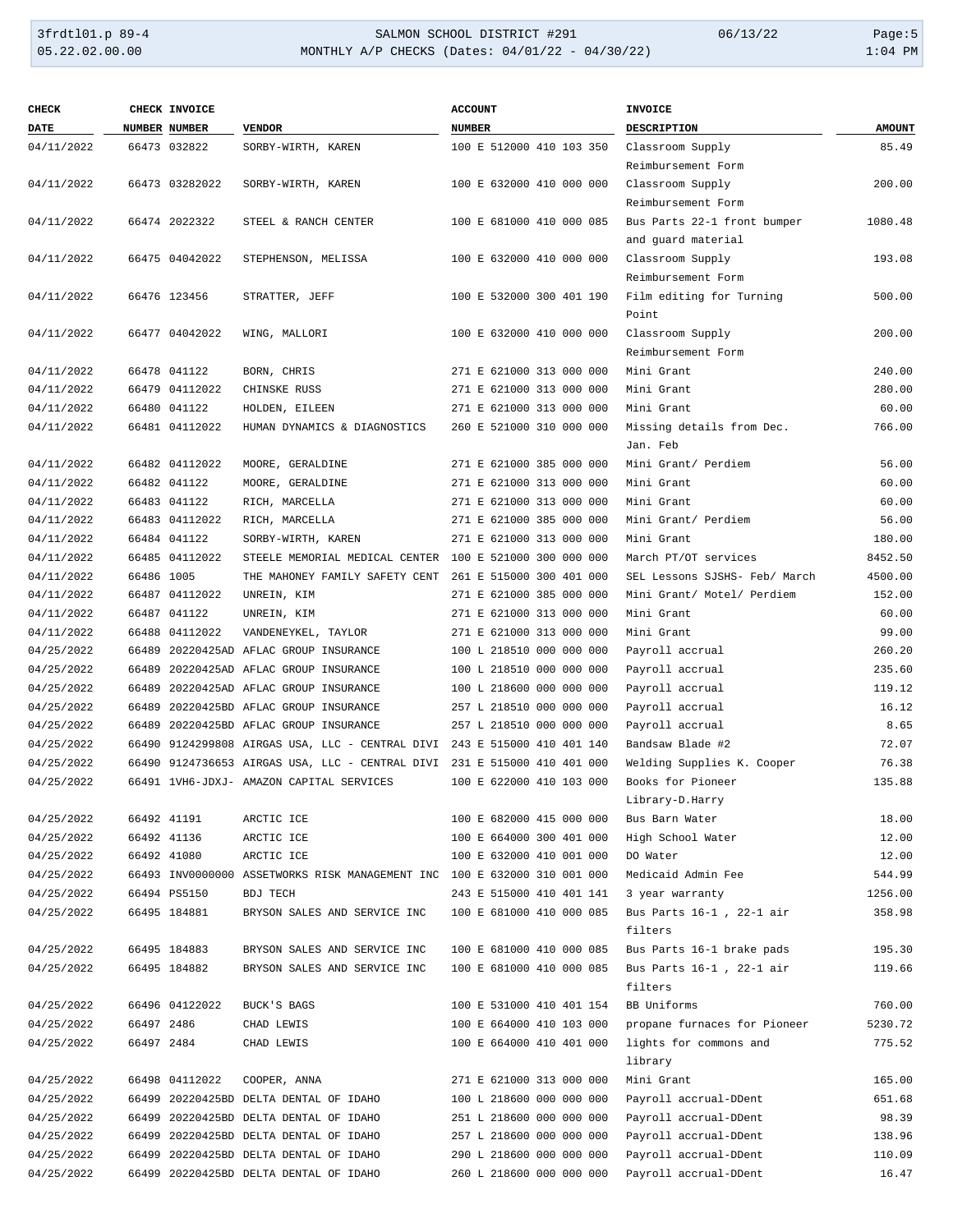| CHECK DATE | CHECK NUMBER | INVOICE NUMBER | VENDOR | ACCOUNT NUMBER | INVOICE DESCRIPTION | AMOUNT |
|---|---|---|---|---|---|---|
| 04/11/2022 | 66473 | 032822 | SORBY-WIRTH, KAREN | 100 E 512000 410 103 350 | Classroom Supply Reimbursement Form | 85.49 |
| 04/11/2022 | 66473 | 03282022 | SORBY-WIRTH, KAREN | 100 E 632000 410 000 000 | Classroom Supply Reimbursement Form | 200.00 |
| 04/11/2022 | 66474 | 2022322 | STEEL & RANCH CENTER | 100 E 681000 410 000 085 | Bus Parts 22-1 front bumper and guard material | 1080.48 |
| 04/11/2022 | 66475 | 04042022 | STEPHENSON, MELISSA | 100 E 632000 410 000 000 | Classroom Supply Reimbursement Form | 193.08 |
| 04/11/2022 | 66476 | 123456 | STRATTER, JEFF | 100 E 532000 300 401 190 | Film editing for Turning Point | 500.00 |
| 04/11/2022 | 66477 | 04042022 | WING, MALLORI | 100 E 632000 410 000 000 | Classroom Supply Reimbursement Form | 200.00 |
| 04/11/2022 | 66478 | 041122 | BORN, CHRIS | 271 E 621000 313 000 000 | Mini Grant | 240.00 |
| 04/11/2022 | 66479 | 04112022 | CHINSKE RUSS | 271 E 621000 313 000 000 | Mini Grant | 280.00 |
| 04/11/2022 | 66480 | 041122 | HOLDEN, EILEEN | 271 E 621000 313 000 000 | Mini Grant | 60.00 |
| 04/11/2022 | 66481 | 04112022 | HUMAN DYNAMICS & DIAGNOSTICS | 260 E 521000 310 000 000 | Missing details from Dec. Jan. Feb | 766.00 |
| 04/11/2022 | 66482 | 04112022 | MOORE, GERALDINE | 271 E 621000 385 000 000 | Mini Grant/ Perdiem | 56.00 |
| 04/11/2022 | 66482 | 041122 | MOORE, GERALDINE | 271 E 621000 313 000 000 | Mini Grant | 60.00 |
| 04/11/2022 | 66483 | 041122 | RICH, MARCELLA | 271 E 621000 313 000 000 | Mini Grant | 60.00 |
| 04/11/2022 | 66483 | 04112022 | RICH, MARCELLA | 271 E 621000 385 000 000 | Mini Grant/ Perdiem | 56.00 |
| 04/11/2022 | 66484 | 041122 | SORBY-WIRTH, KAREN | 271 E 621000 313 000 000 | Mini Grant | 180.00 |
| 04/11/2022 | 66485 | 04112022 | STEELE MEMORIAL MEDICAL CENTER | 100 E 521000 300 000 000 | March PT/OT services | 8452.50 |
| 04/11/2022 | 66486 | 1005 | THE MAHONEY FAMILY SAFETY CENT | 261 E 515000 300 401 000 | SEL Lessons SJSHS- Feb/ March | 4500.00 |
| 04/11/2022 | 66487 | 04112022 | UNREIN, KIM | 271 E 621000 385 000 000 | Mini Grant/ Motel/ Perdiem | 152.00 |
| 04/11/2022 | 66487 | 041122 | UNREIN, KIM | 271 E 621000 313 000 000 | Mini Grant | 60.00 |
| 04/11/2022 | 66488 | 04112022 | VANDENEYKEL, TAYLOR | 271 E 621000 313 000 000 | Mini Grant | 99.00 |
| 04/25/2022 | 66489 | 20220425AD | AFLAC GROUP INSURANCE | 100 L 218510 000 000 000 | Payroll accrual | 260.20 |
| 04/25/2022 | 66489 | 20220425AD | AFLAC GROUP INSURANCE | 100 L 218510 000 000 000 | Payroll accrual | 235.60 |
| 04/25/2022 | 66489 | 20220425AD | AFLAC GROUP INSURANCE | 100 L 218600 000 000 000 | Payroll accrual | 119.12 |
| 04/25/2022 | 66489 | 20220425BD | AFLAC GROUP INSURANCE | 257 L 218510 000 000 000 | Payroll accrual | 16.12 |
| 04/25/2022 | 66489 | 20220425BD | AFLAC GROUP INSURANCE | 257 L 218510 000 000 000 | Payroll accrual | 8.65 |
| 04/25/2022 | 66490 | 9124299808 | AIRGAS USA, LLC - CENTRAL DIVI | 243 E 515000 410 401 140 | Bandsaw Blade #2 | 72.07 |
| 04/25/2022 | 66490 | 9124736653 | AIRGAS USA, LLC - CENTRAL DIVI | 231 E 515000 410 401 000 | Welding Supplies K. Cooper | 76.38 |
| 04/25/2022 | 66491 | 1VH6-JDXJ- | AMAZON CAPITAL SERVICES | 100 E 622000 410 103 000 | Books for Pioneer Library-D.Harry | 135.88 |
| 04/25/2022 | 66492 | 41191 | ARCTIC ICE | 100 E 682000 415 000 000 | Bus Barn Water | 18.00 |
| 04/25/2022 | 66492 | 41136 | ARCTIC ICE | 100 E 664000 300 401 000 | High School Water | 12.00 |
| 04/25/2022 | 66492 | 41080 | ARCTIC ICE | 100 E 632000 410 001 000 | DO Water | 12.00 |
| 04/25/2022 | 66493 | INV0000000 | ASSETWORKS RISK MANAGEMENT INC | 100 E 632000 310 001 000 | Medicaid Admin Fee | 544.99 |
| 04/25/2022 | 66494 | PS5150 | BDJ TECH | 243 E 515000 410 401 141 | 3 year warranty | 1256.00 |
| 04/25/2022 | 66495 | 184881 | BRYSON SALES AND SERVICE INC | 100 E 681000 410 000 085 | Bus Parts 16-1 , 22-1 air filters | 358.98 |
| 04/25/2022 | 66495 | 184883 | BRYSON SALES AND SERVICE INC | 100 E 681000 410 000 085 | Bus Parts 16-1 brake pads | 195.30 |
| 04/25/2022 | 66495 | 184882 | BRYSON SALES AND SERVICE INC | 100 E 681000 410 000 085 | Bus Parts 16-1 , 22-1 air filters | 119.66 |
| 04/25/2022 | 66496 | 04122022 | BUCK'S BAGS | 100 E 531000 410 401 154 | BB Uniforms | 760.00 |
| 04/25/2022 | 66497 | 2486 | CHAD LEWIS | 100 E 664000 410 103 000 | propane furnaces for Pioneer | 5230.72 |
| 04/25/2022 | 66497 | 2484 | CHAD LEWIS | 100 E 664000 410 401 000 | lights for commons and library | 775.52 |
| 04/25/2022 | 66498 | 04112022 | COOPER, ANNA | 271 E 621000 313 000 000 | Mini Grant | 165.00 |
| 04/25/2022 | 66499 | 20220425BD | DELTA DENTAL OF IDAHO | 100 L 218600 000 000 000 | Payroll accrual-DDent | 651.68 |
| 04/25/2022 | 66499 | 20220425BD | DELTA DENTAL OF IDAHO | 251 L 218600 000 000 000 | Payroll accrual-DDent | 98.39 |
| 04/25/2022 | 66499 | 20220425BD | DELTA DENTAL OF IDAHO | 257 L 218600 000 000 000 | Payroll accrual-DDent | 138.96 |
| 04/25/2022 | 66499 | 20220425BD | DELTA DENTAL OF IDAHO | 290 L 218600 000 000 000 | Payroll accrual-DDent | 110.09 |
| 04/25/2022 | 66499 | 20220425BD | DELTA DENTAL OF IDAHO | 260 L 218600 000 000 000 | Payroll accrual-DDent | 16.47 |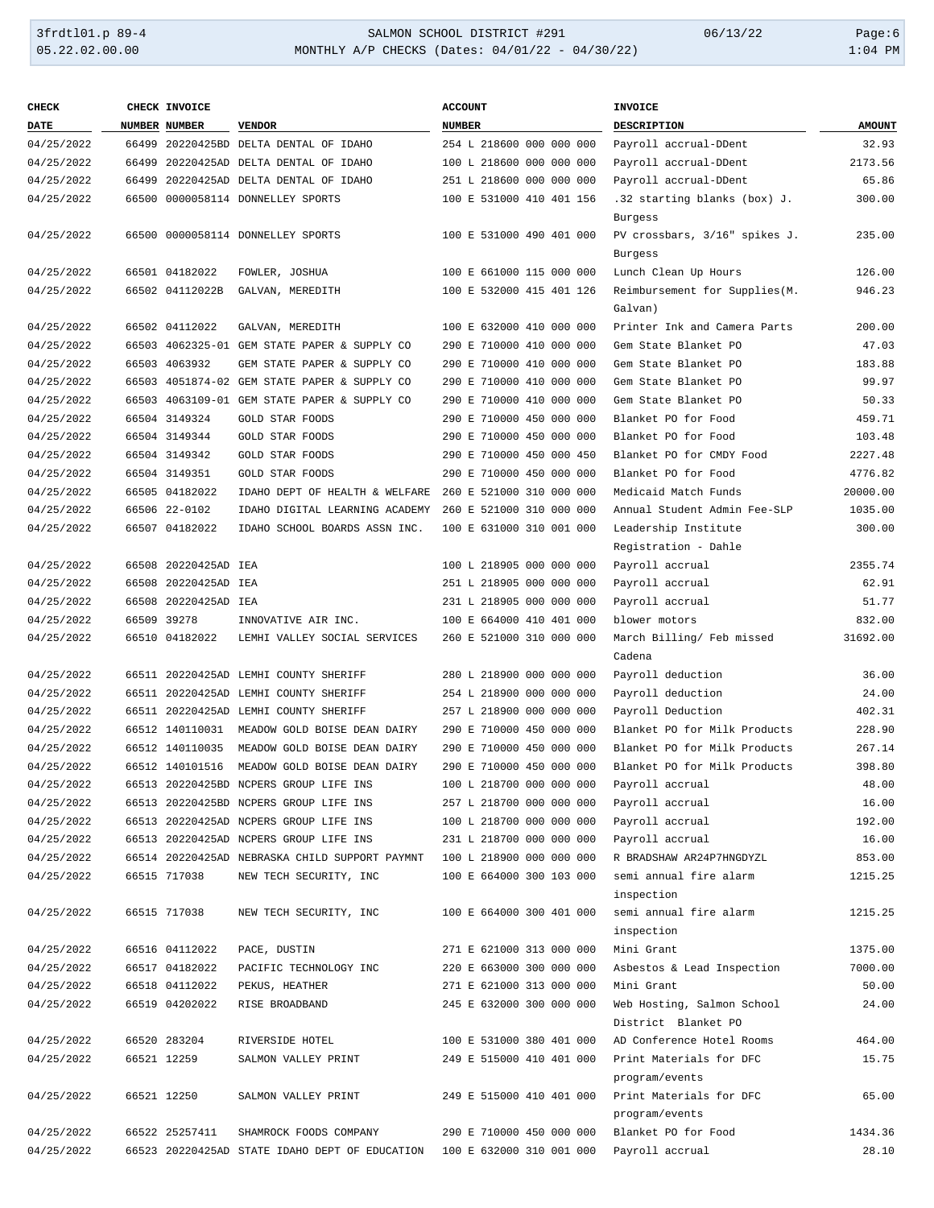| CHECK DATE | CHECK NUMBER | INVOICE NUMBER | VENDOR | ACCOUNT NUMBER | INVOICE DESCRIPTION | AMOUNT |
|---|---|---|---|---|---|---|
| 04/25/2022 | 66499 | 20220425BD | DELTA DENTAL OF IDAHO | 254 L 218600 000 000 000 | Payroll accrual-DDent | 32.93 |
| 04/25/2022 | 66499 | 20220425AD | DELTA DENTAL OF IDAHO | 100 L 218600 000 000 000 | Payroll accrual-DDent | 2173.56 |
| 04/25/2022 | 66499 | 20220425AD | DELTA DENTAL OF IDAHO | 251 L 218600 000 000 000 | Payroll accrual-DDent | 65.86 |
| 04/25/2022 | 66500 | 0000058114 | DONNELLEY SPORTS | 100 E 531000 410 401 156 | .32 starting blanks (box) J. Burgess | 300.00 |
| 04/25/2022 | 66500 | 0000058114 | DONNELLEY SPORTS | 100 E 531000 490 401 000 | PV crossbars, 3/16" spikes J. Burgess | 235.00 |
| 04/25/2022 | 66501 | 04182022 | FOWLER, JOSHUA | 100 E 661000 115 000 000 | Lunch Clean Up Hours | 126.00 |
| 04/25/2022 | 66502 | 04112022B | GALVAN, MEREDITH | 100 E 532000 415 401 126 | Reimbursement for Supplies(M. Galvan) | 946.23 |
| 04/25/2022 | 66502 | 04112022 | GALVAN, MEREDITH | 100 E 632000 410 000 000 | Printer Ink and Camera Parts | 200.00 |
| 04/25/2022 | 66503 | 4062325-01 | GEM STATE PAPER & SUPPLY CO | 290 E 710000 410 000 000 | Gem State Blanket PO | 47.03 |
| 04/25/2022 | 66503 | 4063932 | GEM STATE PAPER & SUPPLY CO | 290 E 710000 410 000 000 | Gem State Blanket PO | 183.88 |
| 04/25/2022 | 66503 | 4051874-02 | GEM STATE PAPER & SUPPLY CO | 290 E 710000 410 000 000 | Gem State Blanket PO | 99.97 |
| 04/25/2022 | 66503 | 4063109-01 | GEM STATE PAPER & SUPPLY CO | 290 E 710000 410 000 000 | Gem State Blanket PO | 50.33 |
| 04/25/2022 | 66504 | 3149324 | GOLD STAR FOODS | 290 E 710000 450 000 000 | Blanket PO for Food | 459.71 |
| 04/25/2022 | 66504 | 3149344 | GOLD STAR FOODS | 290 E 710000 450 000 000 | Blanket PO for Food | 103.48 |
| 04/25/2022 | 66504 | 3149342 | GOLD STAR FOODS | 290 E 710000 450 000 450 | Blanket PO for CMDY Food | 2227.48 |
| 04/25/2022 | 66504 | 3149351 | GOLD STAR FOODS | 290 E 710000 450 000 000 | Blanket PO for Food | 4776.82 |
| 04/25/2022 | 66505 | 04182022 | IDAHO DEPT OF HEALTH & WELFARE | 260 E 521000 310 000 000 | Medicaid Match Funds | 20000.00 |
| 04/25/2022 | 66506 | 22-0102 | IDAHO DIGITAL LEARNING ACADEMY | 260 E 521000 310 000 000 | Annual Student Admin Fee-SLP | 1035.00 |
| 04/25/2022 | 66507 | 04182022 | IDAHO SCHOOL BOARDS ASSN INC. | 100 E 631000 310 001 000 | Leadership Institute Registration - Dahle | 300.00 |
| 04/25/2022 | 66508 | 20220425AD | IEA | 100 L 218905 000 000 000 | Payroll accrual | 2355.74 |
| 04/25/2022 | 66508 | 20220425AD | IEA | 251 L 218905 000 000 000 | Payroll accrual | 62.91 |
| 04/25/2022 | 66508 | 20220425AD | IEA | 231 L 218905 000 000 000 | Payroll accrual | 51.77 |
| 04/25/2022 | 66509 | 39278 | INNOVATIVE AIR INC. | 100 E 664000 410 401 000 | blower motors | 832.00 |
| 04/25/2022 | 66510 | 04182022 | LEMHI VALLEY SOCIAL SERVICES | 260 E 521000 310 000 000 | March Billing/ Feb missed Cadena | 31692.00 |
| 04/25/2022 | 66511 | 20220425AD | LEMHI COUNTY SHERIFF | 280 L 218900 000 000 000 | Payroll deduction | 36.00 |
| 04/25/2022 | 66511 | 20220425AD | LEMHI COUNTY SHERIFF | 254 L 218900 000 000 000 | Payroll deduction | 24.00 |
| 04/25/2022 | 66511 | 20220425AD | LEMHI COUNTY SHERIFF | 257 L 218900 000 000 000 | Payroll Deduction | 402.31 |
| 04/25/2022 | 66512 | 140110031 | MEADOW GOLD BOISE DEAN DAIRY | 290 E 710000 450 000 000 | Blanket PO for Milk Products | 228.90 |
| 04/25/2022 | 66512 | 140110035 | MEADOW GOLD BOISE DEAN DAIRY | 290 E 710000 450 000 000 | Blanket PO for Milk Products | 267.14 |
| 04/25/2022 | 66512 | 140101516 | MEADOW GOLD BOISE DEAN DAIRY | 290 E 710000 450 000 000 | Blanket PO for Milk Products | 398.80 |
| 04/25/2022 | 66513 | 20220425BD | NCPERS GROUP LIFE INS | 100 L 218700 000 000 000 | Payroll accrual | 48.00 |
| 04/25/2022 | 66513 | 20220425BD | NCPERS GROUP LIFE INS | 257 L 218700 000 000 000 | Payroll accrual | 16.00 |
| 04/25/2022 | 66513 | 20220425AD | NCPERS GROUP LIFE INS | 100 L 218700 000 000 000 | Payroll accrual | 192.00 |
| 04/25/2022 | 66513 | 20220425AD | NCPERS GROUP LIFE INS | 231 L 218700 000 000 000 | Payroll accrual | 16.00 |
| 04/25/2022 | 66514 | 20220425AD | NEBRASKA CHILD SUPPORT PAYMNT | 100 L 218900 000 000 000 | R BRADSHAW AR24P7HNGDYZL | 853.00 |
| 04/25/2022 | 66515 | 717038 | NEW TECH SECURITY, INC | 100 E 664000 300 103 000 | semi annual fire alarm inspection | 1215.25 |
| 04/25/2022 | 66515 | 717038 | NEW TECH SECURITY, INC | 100 E 664000 300 401 000 | semi annual fire alarm inspection | 1215.25 |
| 04/25/2022 | 66516 | 04112022 | PACE, DUSTIN | 271 E 621000 313 000 000 | Mini Grant | 1375.00 |
| 04/25/2022 | 66517 | 04182022 | PACIFIC TECHNOLOGY INC | 220 E 663000 300 000 000 | Asbestos & Lead Inspection | 7000.00 |
| 04/25/2022 | 66518 | 04112022 | PEKUS, HEATHER | 271 E 621000 313 000 000 | Mini Grant | 50.00 |
| 04/25/2022 | 66519 | 04202022 | RISE BROADBAND | 245 E 632000 300 000 000 | Web Hosting, Salmon School District Blanket PO | 24.00 |
| 04/25/2022 | 66520 | 283204 | RIVERSIDE HOTEL | 100 E 531000 380 401 000 | AD Conference Hotel Rooms | 464.00 |
| 04/25/2022 | 66521 | 12259 | SALMON VALLEY PRINT | 249 E 515000 410 401 000 | Print Materials for DFC program/events | 15.75 |
| 04/25/2022 | 66521 | 12250 | SALMON VALLEY PRINT | 249 E 515000 410 401 000 | Print Materials for DFC program/events | 65.00 |
| 04/25/2022 | 66522 | 25257411 | SHAMROCK FOODS COMPANY | 290 E 710000 450 000 000 | Blanket PO for Food | 1434.36 |
| 04/25/2022 | 66523 | 20220425AD | STATE IDAHO DEPT OF EDUCATION | 100 E 632000 310 001 000 | Payroll accrual | 28.10 |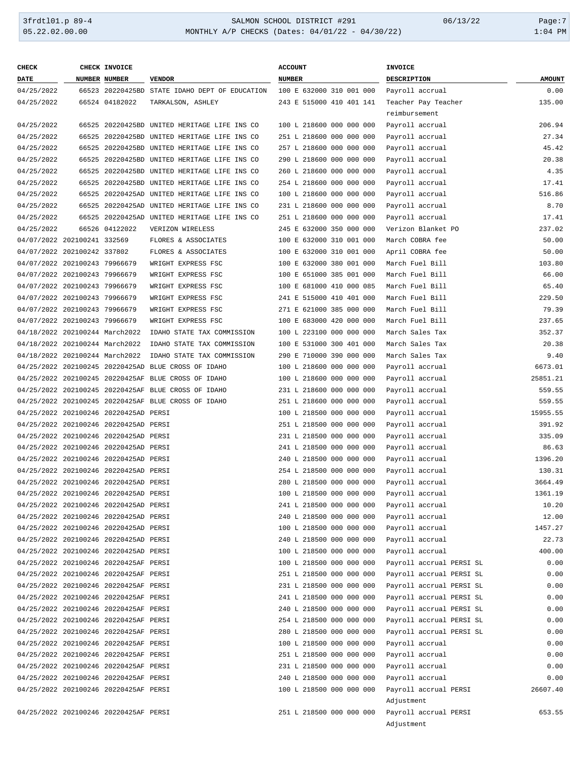| CHECK DATE | CHECK NUMBER | INVOICE NUMBER | VENDOR | ACCOUNT NUMBER | INVOICE DESCRIPTION | AMOUNT |
|---|---|---|---|---|---|---|
| 04/25/2022 | 66523 | 20220425BD | STATE IDAHO DEPT OF EDUCATION | 100 E 632000 310 001 000 | Payroll accrual | 0.00 |
| 04/25/2022 | 66524 | 04182022 | TARKALSON, ASHLEY | 243 E 515000 410 401 141 | Teacher Pay Teacher reimbursement | 135.00 |
| 04/25/2022 | 66525 | 20220425BD | UNITED HERITAGE LIFE INS CO | 100 L 218600 000 000 000 | Payroll accrual | 206.94 |
| 04/25/2022 | 66525 | 20220425BD | UNITED HERITAGE LIFE INS CO | 251 L 218600 000 000 000 | Payroll accrual | 27.34 |
| 04/25/2022 | 66525 | 20220425BD | UNITED HERITAGE LIFE INS CO | 257 L 218600 000 000 000 | Payroll accrual | 45.42 |
| 04/25/2022 | 66525 | 20220425BD | UNITED HERITAGE LIFE INS CO | 290 L 218600 000 000 000 | Payroll accrual | 20.38 |
| 04/25/2022 | 66525 | 20220425BD | UNITED HERITAGE LIFE INS CO | 260 L 218600 000 000 000 | Payroll accrual | 4.35 |
| 04/25/2022 | 66525 | 20220425BD | UNITED HERITAGE LIFE INS CO | 254 L 218600 000 000 000 | Payroll accrual | 17.41 |
| 04/25/2022 | 66525 | 20220425AD | UNITED HERITAGE LIFE INS CO | 100 L 218600 000 000 000 | Payroll accrual | 516.86 |
| 04/25/2022 | 66525 | 20220425AD | UNITED HERITAGE LIFE INS CO | 231 L 218600 000 000 000 | Payroll accrual | 8.70 |
| 04/25/2022 | 66525 | 20220425AD | UNITED HERITAGE LIFE INS CO | 251 L 218600 000 000 000 | Payroll accrual | 17.41 |
| 04/25/2022 | 66526 | 04122022 | VERIZON WIRELESS | 245 E 632000 350 000 000 | Verizon Blanket PO | 237.02 |
| 04/07/2022 | 202100241 | 332569 | FLORES & ASSOCIATES | 100 E 632000 310 001 000 | March COBRA fee | 50.00 |
| 04/07/2022 | 202100242 | 337802 | FLORES & ASSOCIATES | 100 E 632000 310 001 000 | April COBRA fee | 50.00 |
| 04/07/2022 | 202100243 | 79966679 | WRIGHT EXPRESS FSC | 100 E 632000 380 001 000 | March Fuel Bill | 103.80 |
| 04/07/2022 | 202100243 | 79966679 | WRIGHT EXPRESS FSC | 100 E 651000 385 001 000 | March Fuel Bill | 66.00 |
| 04/07/2022 | 202100243 | 79966679 | WRIGHT EXPRESS FSC | 100 E 681000 410 000 085 | March Fuel Bill | 65.40 |
| 04/07/2022 | 202100243 | 79966679 | WRIGHT EXPRESS FSC | 241 E 515000 410 401 000 | March Fuel Bill | 229.50 |
| 04/07/2022 | 202100243 | 79966679 | WRIGHT EXPRESS FSC | 271 E 621000 385 000 000 | March Fuel Bill | 79.39 |
| 04/07/2022 | 202100243 | 79966679 | WRIGHT EXPRESS FSC | 100 E 683000 420 000 000 | March Fuel Bill | 237.65 |
| 04/18/2022 | 202100244 | March2022 | IDAHO STATE TAX COMMISSION | 100 L 223100 000 000 000 | March Sales Tax | 352.37 |
| 04/18/2022 | 202100244 | March2022 | IDAHO STATE TAX COMMISSION | 100 E 531000 300 401 000 | March Sales Tax | 20.38 |
| 04/18/2022 | 202100244 | March2022 | IDAHO STATE TAX COMMISSION | 290 E 710000 390 000 000 | March Sales Tax | 9.40 |
| 04/25/2022 | 202100245 | 20220425AD | BLUE CROSS OF IDAHO | 100 L 218600 000 000 000 | Payroll accrual | 6673.01 |
| 04/25/2022 | 202100245 | 20220425AF | BLUE CROSS OF IDAHO | 100 L 218600 000 000 000 | Payroll accrual | 25851.21 |
| 04/25/2022 | 202100245 | 20220425AF | BLUE CROSS OF IDAHO | 231 L 218600 000 000 000 | Payroll accrual | 559.55 |
| 04/25/2022 | 202100245 | 20220425AF | BLUE CROSS OF IDAHO | 251 L 218600 000 000 000 | Payroll accrual | 559.55 |
| 04/25/2022 | 202100246 | 20220425AD | PERSI | 100 L 218500 000 000 000 | Payroll accrual | 15955.55 |
| 04/25/2022 | 202100246 | 20220425AD | PERSI | 251 L 218500 000 000 000 | Payroll accrual | 391.92 |
| 04/25/2022 | 202100246 | 20220425AD | PERSI | 231 L 218500 000 000 000 | Payroll accrual | 335.09 |
| 04/25/2022 | 202100246 | 20220425AD | PERSI | 241 L 218500 000 000 000 | Payroll accrual | 86.63 |
| 04/25/2022 | 202100246 | 20220425AD | PERSI | 240 L 218500 000 000 000 | Payroll accrual | 1396.20 |
| 04/25/2022 | 202100246 | 20220425AD | PERSI | 254 L 218500 000 000 000 | Payroll accrual | 130.31 |
| 04/25/2022 | 202100246 | 20220425AD | PERSI | 280 L 218500 000 000 000 | Payroll accrual | 3664.49 |
| 04/25/2022 | 202100246 | 20220425AD | PERSI | 100 L 218500 000 000 000 | Payroll accrual | 1361.19 |
| 04/25/2022 | 202100246 | 20220425AD | PERSI | 241 L 218500 000 000 000 | Payroll accrual | 10.20 |
| 04/25/2022 | 202100246 | 20220425AD | PERSI | 240 L 218500 000 000 000 | Payroll accrual | 12.00 |
| 04/25/2022 | 202100246 | 20220425AD | PERSI | 100 L 218500 000 000 000 | Payroll accrual | 1457.27 |
| 04/25/2022 | 202100246 | 20220425AD | PERSI | 240 L 218500 000 000 000 | Payroll accrual | 22.73 |
| 04/25/2022 | 202100246 | 20220425AD | PERSI | 100 L 218500 000 000 000 | Payroll accrual | 400.00 |
| 04/25/2022 | 202100246 | 20220425AF | PERSI | 100 L 218500 000 000 000 | Payroll accrual PERSI SL | 0.00 |
| 04/25/2022 | 202100246 | 20220425AF | PERSI | 251 L 218500 000 000 000 | Payroll accrual PERSI SL | 0.00 |
| 04/25/2022 | 202100246 | 20220425AF | PERSI | 231 L 218500 000 000 000 | Payroll accrual PERSI SL | 0.00 |
| 04/25/2022 | 202100246 | 20220425AF | PERSI | 241 L 218500 000 000 000 | Payroll accrual PERSI SL | 0.00 |
| 04/25/2022 | 202100246 | 20220425AF | PERSI | 240 L 218500 000 000 000 | Payroll accrual PERSI SL | 0.00 |
| 04/25/2022 | 202100246 | 20220425AF | PERSI | 254 L 218500 000 000 000 | Payroll accrual PERSI SL | 0.00 |
| 04/25/2022 | 202100246 | 20220425AF | PERSI | 280 L 218500 000 000 000 | Payroll accrual PERSI SL | 0.00 |
| 04/25/2022 | 202100246 | 20220425AF | PERSI | 100 L 218500 000 000 000 | Payroll accrual | 0.00 |
| 04/25/2022 | 202100246 | 20220425AF | PERSI | 251 L 218500 000 000 000 | Payroll accrual | 0.00 |
| 04/25/2022 | 202100246 | 20220425AF | PERSI | 231 L 218500 000 000 000 | Payroll accrual | 0.00 |
| 04/25/2022 | 202100246 | 20220425AF | PERSI | 240 L 218500 000 000 000 | Payroll accrual | 0.00 |
| 04/25/2022 | 202100246 | 20220425AF | PERSI | 100 L 218500 000 000 000 | Payroll accrual PERSI Adjustment | 26607.40 |
| 04/25/2022 | 202100246 | 20220425AF | PERSI | 251 L 218500 000 000 000 | Payroll accrual PERSI Adjustment | 653.55 |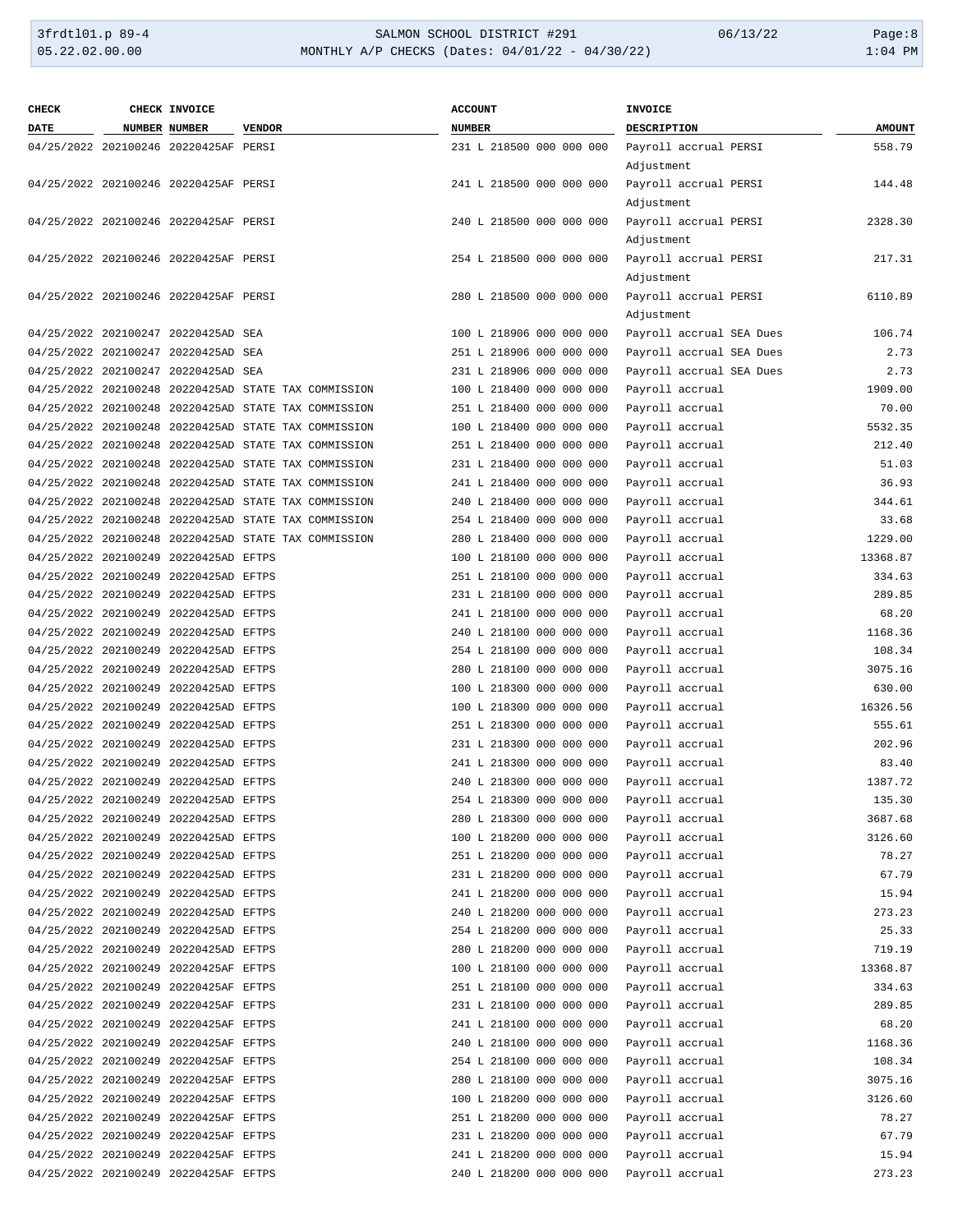| CHECK DATE | CHECK NUMBER | INVOICE NUMBER | VENDOR | ACCOUNT NUMBER | INVOICE DESCRIPTION | AMOUNT |
|---|---|---|---|---|---|---|
| 04/25/2022 | 202100246 | 20220425AF | PERSI | 231 L 218500 000 000 000 | Payroll accrual PERSI Adjustment | 558.79 |
| 04/25/2022 | 202100246 | 20220425AF | PERSI | 241 L 218500 000 000 000 | Payroll accrual PERSI Adjustment | 144.48 |
| 04/25/2022 | 202100246 | 20220425AF | PERSI | 240 L 218500 000 000 000 | Payroll accrual PERSI Adjustment | 2328.30 |
| 04/25/2022 | 202100246 | 20220425AF | PERSI | 254 L 218500 000 000 000 | Payroll accrual PERSI Adjustment | 217.31 |
| 04/25/2022 | 202100246 | 20220425AF | PERSI | 280 L 218500 000 000 000 | Payroll accrual PERSI Adjustment | 6110.89 |
| 04/25/2022 | 202100247 | 20220425AD | SEA | 100 L 218906 000 000 000 | Payroll accrual SEA Dues | 106.74 |
| 04/25/2022 | 202100247 | 20220425AD | SEA | 251 L 218906 000 000 000 | Payroll accrual SEA Dues | 2.73 |
| 04/25/2022 | 202100247 | 20220425AD | SEA | 231 L 218906 000 000 000 | Payroll accrual SEA Dues | 2.73 |
| 04/25/2022 | 202100248 | 20220425AD | STATE TAX COMMISSION | 100 L 218400 000 000 000 | Payroll accrual | 1909.00 |
| 04/25/2022 | 202100248 | 20220425AD | STATE TAX COMMISSION | 251 L 218400 000 000 000 | Payroll accrual | 70.00 |
| 04/25/2022 | 202100248 | 20220425AD | STATE TAX COMMISSION | 100 L 218400 000 000 000 | Payroll accrual | 5532.35 |
| 04/25/2022 | 202100248 | 20220425AD | STATE TAX COMMISSION | 251 L 218400 000 000 000 | Payroll accrual | 212.40 |
| 04/25/2022 | 202100248 | 20220425AD | STATE TAX COMMISSION | 231 L 218400 000 000 000 | Payroll accrual | 51.03 |
| 04/25/2022 | 202100248 | 20220425AD | STATE TAX COMMISSION | 241 L 218400 000 000 000 | Payroll accrual | 36.93 |
| 04/25/2022 | 202100248 | 20220425AD | STATE TAX COMMISSION | 240 L 218400 000 000 000 | Payroll accrual | 344.61 |
| 04/25/2022 | 202100248 | 20220425AD | STATE TAX COMMISSION | 254 L 218400 000 000 000 | Payroll accrual | 33.68 |
| 04/25/2022 | 202100248 | 20220425AD | STATE TAX COMMISSION | 280 L 218400 000 000 000 | Payroll accrual | 1229.00 |
| 04/25/2022 | 202100249 | 20220425AD | EFTPS | 100 L 218100 000 000 000 | Payroll accrual | 13368.87 |
| 04/25/2022 | 202100249 | 20220425AD | EFTPS | 251 L 218100 000 000 000 | Payroll accrual | 334.63 |
| 04/25/2022 | 202100249 | 20220425AD | EFTPS | 231 L 218100 000 000 000 | Payroll accrual | 289.85 |
| 04/25/2022 | 202100249 | 20220425AD | EFTPS | 241 L 218100 000 000 000 | Payroll accrual | 68.20 |
| 04/25/2022 | 202100249 | 20220425AD | EFTPS | 240 L 218100 000 000 000 | Payroll accrual | 1168.36 |
| 04/25/2022 | 202100249 | 20220425AD | EFTPS | 254 L 218100 000 000 000 | Payroll accrual | 108.34 |
| 04/25/2022 | 202100249 | 20220425AD | EFTPS | 280 L 218100 000 000 000 | Payroll accrual | 3075.16 |
| 04/25/2022 | 202100249 | 20220425AD | EFTPS | 100 L 218300 000 000 000 | Payroll accrual | 630.00 |
| 04/25/2022 | 202100249 | 20220425AD | EFTPS | 100 L 218300 000 000 000 | Payroll accrual | 16326.56 |
| 04/25/2022 | 202100249 | 20220425AD | EFTPS | 251 L 218300 000 000 000 | Payroll accrual | 555.61 |
| 04/25/2022 | 202100249 | 20220425AD | EFTPS | 231 L 218300 000 000 000 | Payroll accrual | 202.96 |
| 04/25/2022 | 202100249 | 20220425AD | EFTPS | 241 L 218300 000 000 000 | Payroll accrual | 83.40 |
| 04/25/2022 | 202100249 | 20220425AD | EFTPS | 240 L 218300 000 000 000 | Payroll accrual | 1387.72 |
| 04/25/2022 | 202100249 | 20220425AD | EFTPS | 254 L 218300 000 000 000 | Payroll accrual | 135.30 |
| 04/25/2022 | 202100249 | 20220425AD | EFTPS | 280 L 218300 000 000 000 | Payroll accrual | 3687.68 |
| 04/25/2022 | 202100249 | 20220425AD | EFTPS | 100 L 218200 000 000 000 | Payroll accrual | 3126.60 |
| 04/25/2022 | 202100249 | 20220425AD | EFTPS | 251 L 218200 000 000 000 | Payroll accrual | 78.27 |
| 04/25/2022 | 202100249 | 20220425AD | EFTPS | 231 L 218200 000 000 000 | Payroll accrual | 67.79 |
| 04/25/2022 | 202100249 | 20220425AD | EFTPS | 241 L 218200 000 000 000 | Payroll accrual | 15.94 |
| 04/25/2022 | 202100249 | 20220425AD | EFTPS | 240 L 218200 000 000 000 | Payroll accrual | 273.23 |
| 04/25/2022 | 202100249 | 20220425AD | EFTPS | 254 L 218200 000 000 000 | Payroll accrual | 25.33 |
| 04/25/2022 | 202100249 | 20220425AD | EFTPS | 280 L 218200 000 000 000 | Payroll accrual | 719.19 |
| 04/25/2022 | 202100249 | 20220425AF | EFTPS | 100 L 218100 000 000 000 | Payroll accrual | 13368.87 |
| 04/25/2022 | 202100249 | 20220425AF | EFTPS | 251 L 218100 000 000 000 | Payroll accrual | 334.63 |
| 04/25/2022 | 202100249 | 20220425AF | EFTPS | 231 L 218100 000 000 000 | Payroll accrual | 289.85 |
| 04/25/2022 | 202100249 | 20220425AF | EFTPS | 241 L 218100 000 000 000 | Payroll accrual | 68.20 |
| 04/25/2022 | 202100249 | 20220425AF | EFTPS | 240 L 218100 000 000 000 | Payroll accrual | 1168.36 |
| 04/25/2022 | 202100249 | 20220425AF | EFTPS | 254 L 218100 000 000 000 | Payroll accrual | 108.34 |
| 04/25/2022 | 202100249 | 20220425AF | EFTPS | 280 L 218100 000 000 000 | Payroll accrual | 3075.16 |
| 04/25/2022 | 202100249 | 20220425AF | EFTPS | 100 L 218200 000 000 000 | Payroll accrual | 3126.60 |
| 04/25/2022 | 202100249 | 20220425AF | EFTPS | 251 L 218200 000 000 000 | Payroll accrual | 78.27 |
| 04/25/2022 | 202100249 | 20220425AF | EFTPS | 231 L 218200 000 000 000 | Payroll accrual | 67.79 |
| 04/25/2022 | 202100249 | 20220425AF | EFTPS | 241 L 218200 000 000 000 | Payroll accrual | 15.94 |
| 04/25/2022 | 202100249 | 20220425AF | EFTPS | 240 L 218200 000 000 000 | Payroll accrual | 273.23 |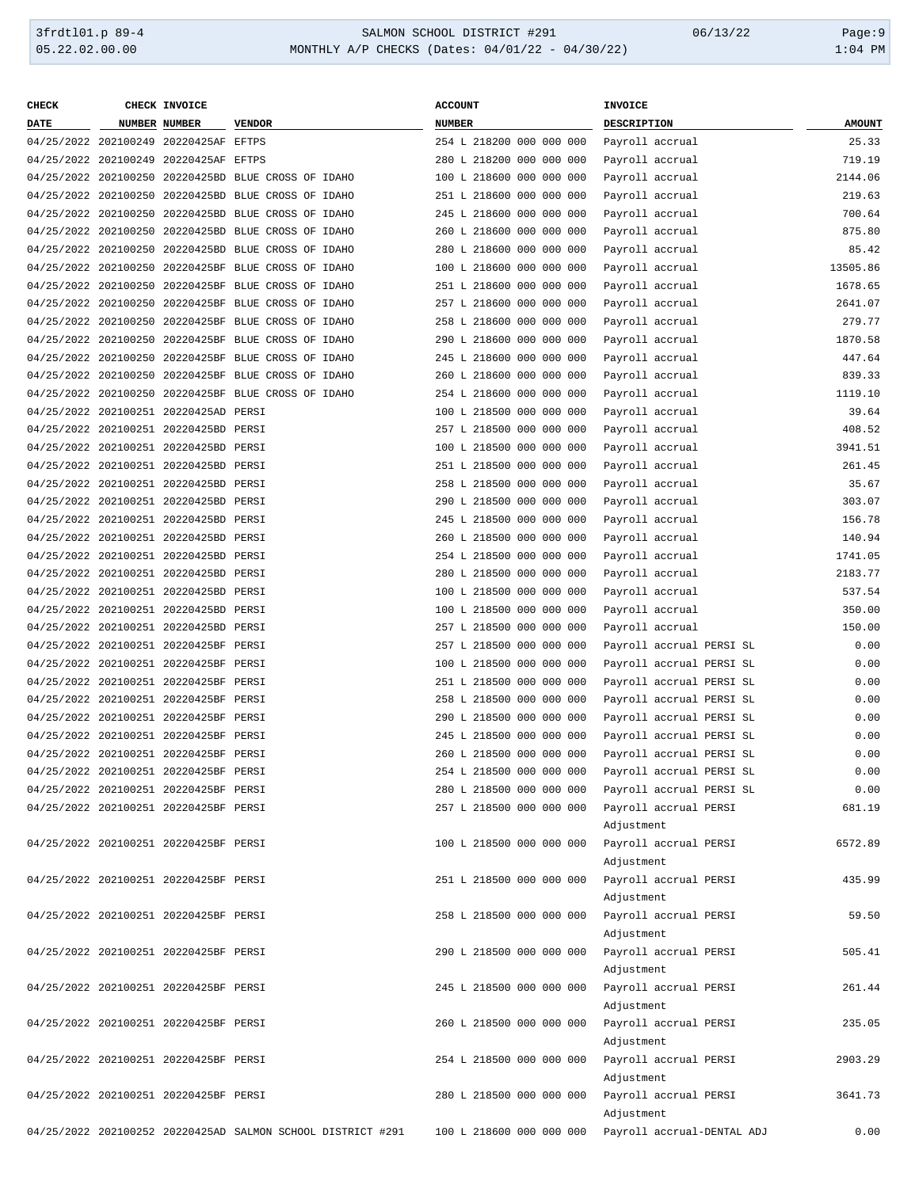| CHECK DATE | CHECK NUMBER | INVOICE NUMBER | VENDOR | ACCOUNT NUMBER | INVOICE DESCRIPTION | AMOUNT |
|---|---|---|---|---|---|---|
| 04/25/2022 | 202100249 | 20220425AF | EFTPS | 254 L 218200 000 000 000 | Payroll accrual | 25.33 |
| 04/25/2022 | 202100249 | 20220425AF | EFTPS | 280 L 218200 000 000 000 | Payroll accrual | 719.19 |
| 04/25/2022 | 202100250 | 20220425BD | BLUE CROSS OF IDAHO | 100 L 218600 000 000 000 | Payroll accrual | 2144.06 |
| 04/25/2022 | 202100250 | 20220425BD | BLUE CROSS OF IDAHO | 251 L 218600 000 000 000 | Payroll accrual | 219.63 |
| 04/25/2022 | 202100250 | 20220425BD | BLUE CROSS OF IDAHO | 245 L 218600 000 000 000 | Payroll accrual | 700.64 |
| 04/25/2022 | 202100250 | 20220425BD | BLUE CROSS OF IDAHO | 260 L 218600 000 000 000 | Payroll accrual | 875.80 |
| 04/25/2022 | 202100250 | 20220425BD | BLUE CROSS OF IDAHO | 280 L 218600 000 000 000 | Payroll accrual | 85.42 |
| 04/25/2022 | 202100250 | 20220425BF | BLUE CROSS OF IDAHO | 100 L 218600 000 000 000 | Payroll accrual | 13505.86 |
| 04/25/2022 | 202100250 | 20220425BF | BLUE CROSS OF IDAHO | 251 L 218600 000 000 000 | Payroll accrual | 1678.65 |
| 04/25/2022 | 202100250 | 20220425BF | BLUE CROSS OF IDAHO | 257 L 218600 000 000 000 | Payroll accrual | 2641.07 |
| 04/25/2022 | 202100250 | 20220425BF | BLUE CROSS OF IDAHO | 258 L 218600 000 000 000 | Payroll accrual | 279.77 |
| 04/25/2022 | 202100250 | 20220425BF | BLUE CROSS OF IDAHO | 290 L 218600 000 000 000 | Payroll accrual | 1870.58 |
| 04/25/2022 | 202100250 | 20220425BF | BLUE CROSS OF IDAHO | 245 L 218600 000 000 000 | Payroll accrual | 447.64 |
| 04/25/2022 | 202100250 | 20220425BF | BLUE CROSS OF IDAHO | 260 L 218600 000 000 000 | Payroll accrual | 839.33 |
| 04/25/2022 | 202100250 | 20220425BF | BLUE CROSS OF IDAHO | 254 L 218600 000 000 000 | Payroll accrual | 1119.10 |
| 04/25/2022 | 202100251 | 20220425AD | PERSI | 100 L 218500 000 000 000 | Payroll accrual | 39.64 |
| 04/25/2022 | 202100251 | 20220425BD | PERSI | 257 L 218500 000 000 000 | Payroll accrual | 408.52 |
| 04/25/2022 | 202100251 | 20220425BD | PERSI | 100 L 218500 000 000 000 | Payroll accrual | 3941.51 |
| 04/25/2022 | 202100251 | 20220425BD | PERSI | 251 L 218500 000 000 000 | Payroll accrual | 261.45 |
| 04/25/2022 | 202100251 | 20220425BD | PERSI | 258 L 218500 000 000 000 | Payroll accrual | 35.67 |
| 04/25/2022 | 202100251 | 20220425BD | PERSI | 290 L 218500 000 000 000 | Payroll accrual | 303.07 |
| 04/25/2022 | 202100251 | 20220425BD | PERSI | 245 L 218500 000 000 000 | Payroll accrual | 156.78 |
| 04/25/2022 | 202100251 | 20220425BD | PERSI | 260 L 218500 000 000 000 | Payroll accrual | 140.94 |
| 04/25/2022 | 202100251 | 20220425BD | PERSI | 254 L 218500 000 000 000 | Payroll accrual | 1741.05 |
| 04/25/2022 | 202100251 | 20220425BD | PERSI | 280 L 218500 000 000 000 | Payroll accrual | 2183.77 |
| 04/25/2022 | 202100251 | 20220425BD | PERSI | 100 L 218500 000 000 000 | Payroll accrual | 537.54 |
| 04/25/2022 | 202100251 | 20220425BD | PERSI | 100 L 218500 000 000 000 | Payroll accrual | 350.00 |
| 04/25/2022 | 202100251 | 20220425BD | PERSI | 257 L 218500 000 000 000 | Payroll accrual | 150.00 |
| 04/25/2022 | 202100251 | 20220425BF | PERSI | 257 L 218500 000 000 000 | Payroll accrual PERSI SL | 0.00 |
| 04/25/2022 | 202100251 | 20220425BF | PERSI | 100 L 218500 000 000 000 | Payroll accrual PERSI SL | 0.00 |
| 04/25/2022 | 202100251 | 20220425BF | PERSI | 251 L 218500 000 000 000 | Payroll accrual PERSI SL | 0.00 |
| 04/25/2022 | 202100251 | 20220425BF | PERSI | 258 L 218500 000 000 000 | Payroll accrual PERSI SL | 0.00 |
| 04/25/2022 | 202100251 | 20220425BF | PERSI | 290 L 218500 000 000 000 | Payroll accrual PERSI SL | 0.00 |
| 04/25/2022 | 202100251 | 20220425BF | PERSI | 245 L 218500 000 000 000 | Payroll accrual PERSI SL | 0.00 |
| 04/25/2022 | 202100251 | 20220425BF | PERSI | 260 L 218500 000 000 000 | Payroll accrual PERSI SL | 0.00 |
| 04/25/2022 | 202100251 | 20220425BF | PERSI | 254 L 218500 000 000 000 | Payroll accrual PERSI SL | 0.00 |
| 04/25/2022 | 202100251 | 20220425BF | PERSI | 280 L 218500 000 000 000 | Payroll accrual PERSI SL | 0.00 |
| 04/25/2022 | 202100251 | 20220425BF | PERSI | 257 L 218500 000 000 000 | Payroll accrual PERSI Adjustment | 681.19 |
| 04/25/2022 | 202100251 | 20220425BF | PERSI | 100 L 218500 000 000 000 | Payroll accrual PERSI Adjustment | 6572.89 |
| 04/25/2022 | 202100251 | 20220425BF | PERSI | 251 L 218500 000 000 000 | Payroll accrual PERSI Adjustment | 435.99 |
| 04/25/2022 | 202100251 | 20220425BF | PERSI | 258 L 218500 000 000 000 | Payroll accrual PERSI Adjustment | 59.50 |
| 04/25/2022 | 202100251 | 20220425BF | PERSI | 290 L 218500 000 000 000 | Payroll accrual PERSI Adjustment | 505.41 |
| 04/25/2022 | 202100251 | 20220425BF | PERSI | 245 L 218500 000 000 000 | Payroll accrual PERSI Adjustment | 261.44 |
| 04/25/2022 | 202100251 | 20220425BF | PERSI | 260 L 218500 000 000 000 | Payroll accrual PERSI Adjustment | 235.05 |
| 04/25/2022 | 202100251 | 20220425BF | PERSI | 254 L 218500 000 000 000 | Payroll accrual PERSI Adjustment | 2903.29 |
| 04/25/2022 | 202100251 | 20220425BF | PERSI | 280 L 218500 000 000 000 | Payroll accrual PERSI Adjustment | 3641.73 |
| 04/25/2022 | 202100252 | 20220425AD | SALMON SCHOOL DISTRICT #291 | 100 L 218600 000 000 000 | Payroll accrual-DENTAL ADJ | 0.00 |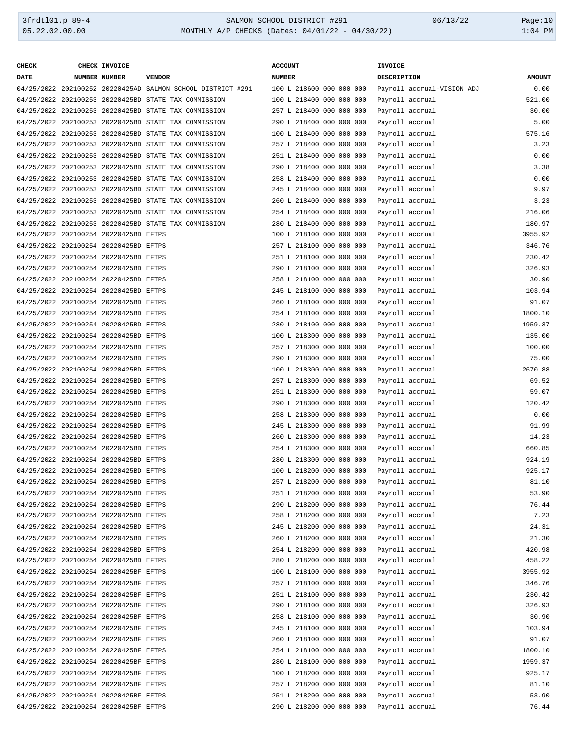| CHECK DATE | CHECK NUMBER | INVOICE NUMBER | VENDOR | ACCOUNT NUMBER | INVOICE DESCRIPTION | AMOUNT |
|---|---|---|---|---|---|---|
| 04/25/2022 | 202100252 | 20220425AD | SALMON SCHOOL DISTRICT #291 | 100 L 218600 000 000 000 | Payroll accrual-VISION ADJ | 0.00 |
| 04/25/2022 | 202100253 | 20220425BD | STATE TAX COMMISSION | 100 L 218400 000 000 000 | Payroll accrual | 521.00 |
| 04/25/2022 | 202100253 | 20220425BD | STATE TAX COMMISSION | 257 L 218400 000 000 000 | Payroll accrual | 30.00 |
| 04/25/2022 | 202100253 | 20220425BD | STATE TAX COMMISSION | 290 L 218400 000 000 000 | Payroll accrual | 5.00 |
| 04/25/2022 | 202100253 | 20220425BD | STATE TAX COMMISSION | 100 L 218400 000 000 000 | Payroll accrual | 575.16 |
| 04/25/2022 | 202100253 | 20220425BD | STATE TAX COMMISSION | 257 L 218400 000 000 000 | Payroll accrual | 3.23 |
| 04/25/2022 | 202100253 | 20220425BD | STATE TAX COMMISSION | 251 L 218400 000 000 000 | Payroll accrual | 0.00 |
| 04/25/2022 | 202100253 | 20220425BD | STATE TAX COMMISSION | 290 L 218400 000 000 000 | Payroll accrual | 3.38 |
| 04/25/2022 | 202100253 | 20220425BD | STATE TAX COMMISSION | 258 L 218400 000 000 000 | Payroll accrual | 0.00 |
| 04/25/2022 | 202100253 | 20220425BD | STATE TAX COMMISSION | 245 L 218400 000 000 000 | Payroll accrual | 9.97 |
| 04/25/2022 | 202100253 | 20220425BD | STATE TAX COMMISSION | 260 L 218400 000 000 000 | Payroll accrual | 3.23 |
| 04/25/2022 | 202100253 | 20220425BD | STATE TAX COMMISSION | 254 L 218400 000 000 000 | Payroll accrual | 216.06 |
| 04/25/2022 | 202100253 | 20220425BD | STATE TAX COMMISSION | 280 L 218400 000 000 000 | Payroll accrual | 180.97 |
| 04/25/2022 | 202100254 | 20220425BD | EFTPS | 100 L 218100 000 000 000 | Payroll accrual | 3955.92 |
| 04/25/2022 | 202100254 | 20220425BD | EFTPS | 257 L 218100 000 000 000 | Payroll accrual | 346.76 |
| 04/25/2022 | 202100254 | 20220425BD | EFTPS | 251 L 218100 000 000 000 | Payroll accrual | 230.42 |
| 04/25/2022 | 202100254 | 20220425BD | EFTPS | 290 L 218100 000 000 000 | Payroll accrual | 326.93 |
| 04/25/2022 | 202100254 | 20220425BD | EFTPS | 258 L 218100 000 000 000 | Payroll accrual | 30.90 |
| 04/25/2022 | 202100254 | 20220425BD | EFTPS | 245 L 218100 000 000 000 | Payroll accrual | 103.94 |
| 04/25/2022 | 202100254 | 20220425BD | EFTPS | 260 L 218100 000 000 000 | Payroll accrual | 91.07 |
| 04/25/2022 | 202100254 | 20220425BD | EFTPS | 254 L 218100 000 000 000 | Payroll accrual | 1800.10 |
| 04/25/2022 | 202100254 | 20220425BD | EFTPS | 280 L 218100 000 000 000 | Payroll accrual | 1959.37 |
| 04/25/2022 | 202100254 | 20220425BD | EFTPS | 100 L 218300 000 000 000 | Payroll accrual | 135.00 |
| 04/25/2022 | 202100254 | 20220425BD | EFTPS | 257 L 218300 000 000 000 | Payroll accrual | 100.00 |
| 04/25/2022 | 202100254 | 20220425BD | EFTPS | 290 L 218300 000 000 000 | Payroll accrual | 75.00 |
| 04/25/2022 | 202100254 | 20220425BD | EFTPS | 100 L 218300 000 000 000 | Payroll accrual | 2670.88 |
| 04/25/2022 | 202100254 | 20220425BD | EFTPS | 257 L 218300 000 000 000 | Payroll accrual | 69.52 |
| 04/25/2022 | 202100254 | 20220425BD | EFTPS | 251 L 218300 000 000 000 | Payroll accrual | 59.07 |
| 04/25/2022 | 202100254 | 20220425BD | EFTPS | 290 L 218300 000 000 000 | Payroll accrual | 120.42 |
| 04/25/2022 | 202100254 | 20220425BD | EFTPS | 258 L 218300 000 000 000 | Payroll accrual | 0.00 |
| 04/25/2022 | 202100254 | 20220425BD | EFTPS | 245 L 218300 000 000 000 | Payroll accrual | 91.99 |
| 04/25/2022 | 202100254 | 20220425BD | EFTPS | 260 L 218300 000 000 000 | Payroll accrual | 14.23 |
| 04/25/2022 | 202100254 | 20220425BD | EFTPS | 254 L 218300 000 000 000 | Payroll accrual | 660.85 |
| 04/25/2022 | 202100254 | 20220425BD | EFTPS | 280 L 218300 000 000 000 | Payroll accrual | 924.19 |
| 04/25/2022 | 202100254 | 20220425BD | EFTPS | 100 L 218200 000 000 000 | Payroll accrual | 925.17 |
| 04/25/2022 | 202100254 | 20220425BD | EFTPS | 257 L 218200 000 000 000 | Payroll accrual | 81.10 |
| 04/25/2022 | 202100254 | 20220425BD | EFTPS | 251 L 218200 000 000 000 | Payroll accrual | 53.90 |
| 04/25/2022 | 202100254 | 20220425BD | EFTPS | 290 L 218200 000 000 000 | Payroll accrual | 76.44 |
| 04/25/2022 | 202100254 | 20220425BD | EFTPS | 258 L 218200 000 000 000 | Payroll accrual | 7.23 |
| 04/25/2022 | 202100254 | 20220425BD | EFTPS | 245 L 218200 000 000 000 | Payroll accrual | 24.31 |
| 04/25/2022 | 202100254 | 20220425BD | EFTPS | 260 L 218200 000 000 000 | Payroll accrual | 21.30 |
| 04/25/2022 | 202100254 | 20220425BD | EFTPS | 254 L 218200 000 000 000 | Payroll accrual | 420.98 |
| 04/25/2022 | 202100254 | 20220425BD | EFTPS | 280 L 218200 000 000 000 | Payroll accrual | 458.22 |
| 04/25/2022 | 202100254 | 20220425BF | EFTPS | 100 L 218100 000 000 000 | Payroll accrual | 3955.92 |
| 04/25/2022 | 202100254 | 20220425BF | EFTPS | 257 L 218100 000 000 000 | Payroll accrual | 346.76 |
| 04/25/2022 | 202100254 | 20220425BF | EFTPS | 251 L 218100 000 000 000 | Payroll accrual | 230.42 |
| 04/25/2022 | 202100254 | 20220425BF | EFTPS | 290 L 218100 000 000 000 | Payroll accrual | 326.93 |
| 04/25/2022 | 202100254 | 20220425BF | EFTPS | 258 L 218100 000 000 000 | Payroll accrual | 30.90 |
| 04/25/2022 | 202100254 | 20220425BF | EFTPS | 245 L 218100 000 000 000 | Payroll accrual | 103.94 |
| 04/25/2022 | 202100254 | 20220425BF | EFTPS | 260 L 218100 000 000 000 | Payroll accrual | 91.07 |
| 04/25/2022 | 202100254 | 20220425BF | EFTPS | 254 L 218100 000 000 000 | Payroll accrual | 1800.10 |
| 04/25/2022 | 202100254 | 20220425BF | EFTPS | 280 L 218100 000 000 000 | Payroll accrual | 1959.37 |
| 04/25/2022 | 202100254 | 20220425BF | EFTPS | 100 L 218200 000 000 000 | Payroll accrual | 925.17 |
| 04/25/2022 | 202100254 | 20220425BF | EFTPS | 257 L 218200 000 000 000 | Payroll accrual | 81.10 |
| 04/25/2022 | 202100254 | 20220425BF | EFTPS | 251 L 218200 000 000 000 | Payroll accrual | 53.90 |
| 04/25/2022 | 202100254 | 20220425BF | EFTPS | 290 L 218200 000 000 000 | Payroll accrual | 76.44 |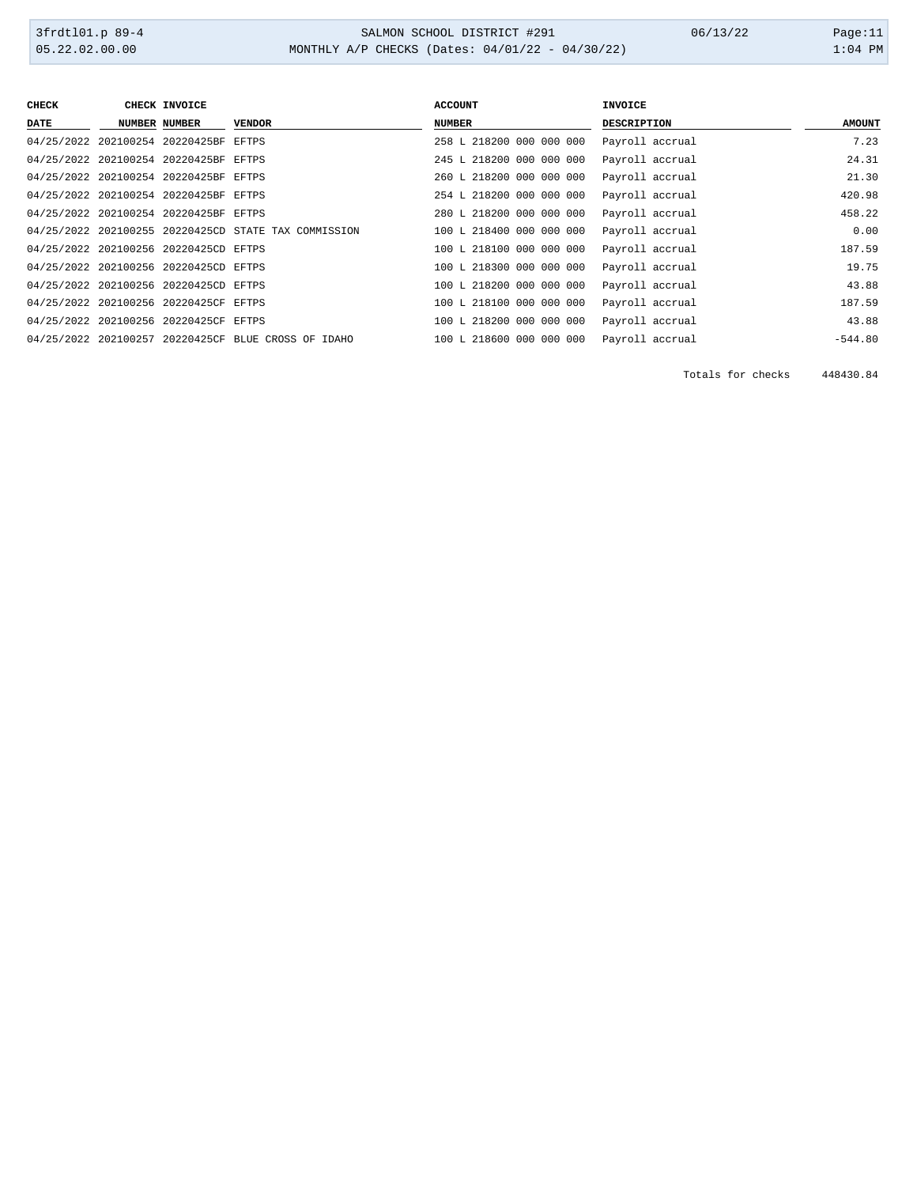| CHECK DATE | CHECK NUMBER | INVOICE NUMBER | VENDOR | ACCOUNT NUMBER | INVOICE DESCRIPTION | AMOUNT |
|---|---|---|---|---|---|---|
| 04/25/2022 | 202100254 | 20220425BF | EFTPS | 258 L 218200 000 000 000 | Payroll accrual | 7.23 |
| 04/25/2022 | 202100254 | 20220425BF | EFTPS | 245 L 218200 000 000 000 | Payroll accrual | 24.31 |
| 04/25/2022 | 202100254 | 20220425BF | EFTPS | 260 L 218200 000 000 000 | Payroll accrual | 21.30 |
| 04/25/2022 | 202100254 | 20220425BF | EFTPS | 254 L 218200 000 000 000 | Payroll accrual | 420.98 |
| 04/25/2022 | 202100254 | 20220425BF | EFTPS | 280 L 218200 000 000 000 | Payroll accrual | 458.22 |
| 04/25/2022 | 202100255 | 20220425CD | STATE TAX COMMISSION | 100 L 218400 000 000 000 | Payroll accrual | 0.00 |
| 04/25/2022 | 202100256 | 20220425CD | EFTPS | 100 L 218100 000 000 000 | Payroll accrual | 187.59 |
| 04/25/2022 | 202100256 | 20220425CD | EFTPS | 100 L 218300 000 000 000 | Payroll accrual | 19.75 |
| 04/25/2022 | 202100256 | 20220425CD | EFTPS | 100 L 218200 000 000 000 | Payroll accrual | 43.88 |
| 04/25/2022 | 202100256 | 20220425CF | EFTPS | 100 L 218100 000 000 000 | Payroll accrual | 187.59 |
| 04/25/2022 | 202100256 | 20220425CF | EFTPS | 100 L 218200 000 000 000 | Payroll accrual | 43.88 |
| 04/25/2022 | 202100257 | 20220425CF | BLUE CROSS OF IDAHO | 100 L 218600 000 000 000 | Payroll accrual | -544.80 |
| | | | | | Totals for checks | 448430.84 |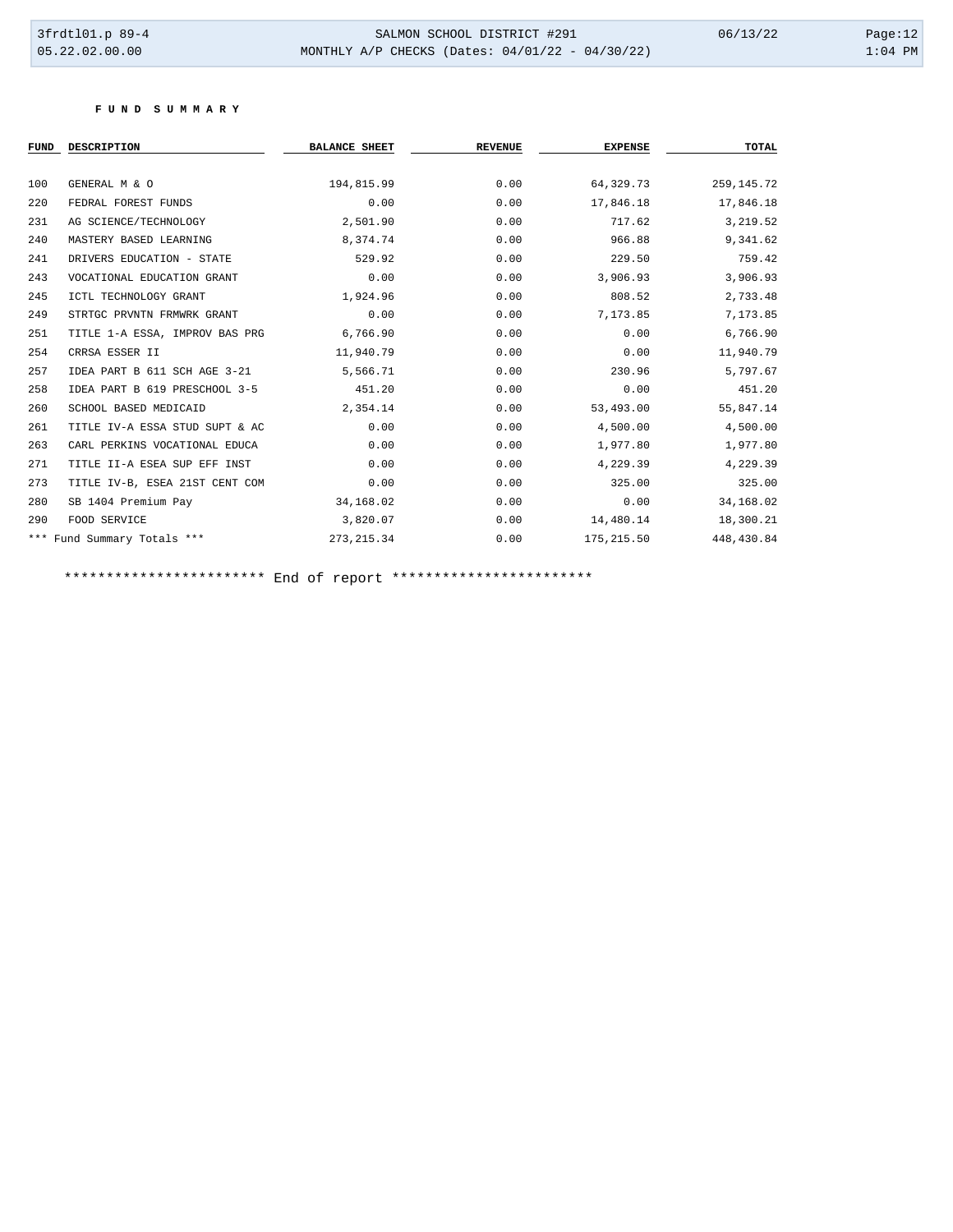**F U N D   S U M M A R Y**

| FUND | DESCRIPTION | BALANCE SHEET | REVENUE | EXPENSE | TOTAL |
|---|---|---|---|---|---|
| 100 | GENERAL M & O | 194,815.99 | 0.00 | 64,329.73 | 259,145.72 |
| 220 | FEDRAL FOREST FUNDS | 0.00 | 0.00 | 17,846.18 | 17,846.18 |
| 231 | AG SCIENCE/TECHNOLOGY | 2,501.90 | 0.00 | 717.62 | 3,219.52 |
| 240 | MASTERY BASED LEARNING | 8,374.74 | 0.00 | 966.88 | 9,341.62 |
| 241 | DRIVERS EDUCATION - STATE | 529.92 | 0.00 | 229.50 | 759.42 |
| 243 | VOCATIONAL EDUCATION GRANT | 0.00 | 0.00 | 3,906.93 | 3,906.93 |
| 245 | ICTL TECHNOLOGY GRANT | 1,924.96 | 0.00 | 808.52 | 2,733.48 |
| 249 | STRTGC PRVNTN FRMWRK GRANT | 0.00 | 0.00 | 7,173.85 | 7,173.85 |
| 251 | TITLE 1-A ESSA, IMPROV BAS PRG | 6,766.90 | 0.00 | 0.00 | 6,766.90 |
| 254 | CRRSA ESSER II | 11,940.79 | 0.00 | 0.00 | 11,940.79 |
| 257 | IDEA PART B 611 SCH AGE 3-21 | 5,566.71 | 0.00 | 230.96 | 5,797.67 |
| 258 | IDEA PART B 619 PRESCHOOL 3-5 | 451.20 | 0.00 | 0.00 | 451.20 |
| 260 | SCHOOL BASED MEDICAID | 2,354.14 | 0.00 | 53,493.00 | 55,847.14 |
| 261 | TITLE IV-A ESSA STUD SUPT & AC | 0.00 | 0.00 | 4,500.00 | 4,500.00 |
| 263 | CARL PERKINS VOCATIONAL EDUCA | 0.00 | 0.00 | 1,977.80 | 1,977.80 |
| 271 | TITLE II-A ESEA SUP EFF INST | 0.00 | 0.00 | 4,229.39 | 4,229.39 |
| 273 | TITLE IV-B, ESEA 21ST CENT COM | 0.00 | 0.00 | 325.00 | 325.00 |
| 280 | SB 1404 Premium Pay | 34,168.02 | 0.00 | 0.00 | 34,168.02 |
| 290 | FOOD SERVICE | 3,820.07 | 0.00 | 14,480.14 | 18,300.21 |
| *** Fund Summary Totals *** | | 273,215.34 | 0.00 | 175,215.50 | 448,430.84 |

************************ End of report ************************